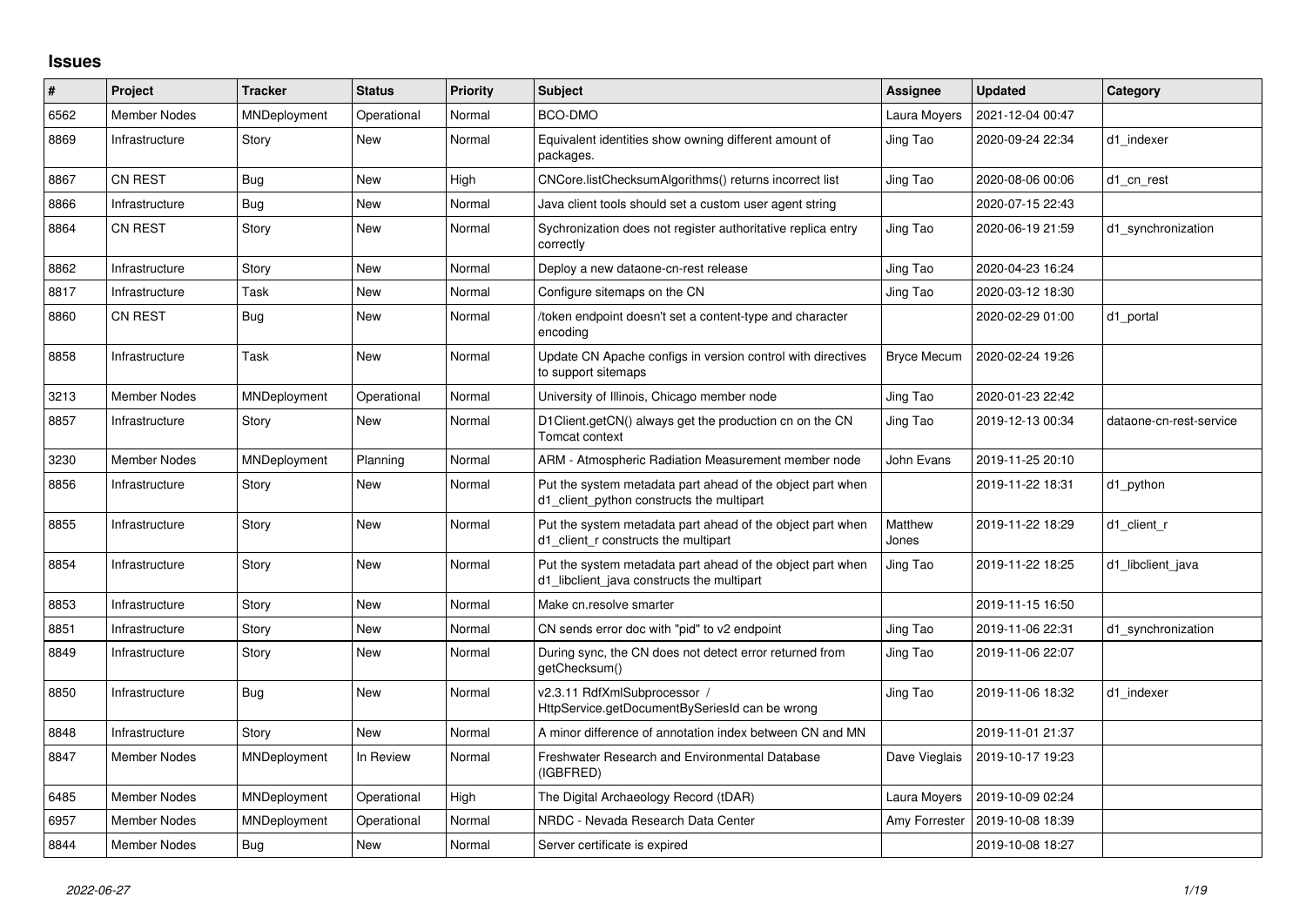# Issues

| # | Project | Tracker | Status | Priority | Subject | Assignee | Updated | Category |
|---|---|---|---|---|---|---|---|---|
| 6562 | Member Nodes | MNDeployment | Operational | Normal | BCO-DMO | Laura Moyers | 2021-12-04 00:47 | |
| 8869 | Infrastructure | Story | New | Normal | Equivalent identities show owning different amount of packages. | Jing Tao | 2020-09-24 22:34 | d1_indexer |
| 8867 | CN REST | Bug | New | High | CNCore.listChecksumAlgorithms() returns incorrect list | Jing Tao | 2020-08-06 00:06 | d1_cn_rest |
| 8866 | Infrastructure | Bug | New | Normal | Java client tools should set a custom user agent string | | 2020-07-15 22:43 | |
| 8864 | CN REST | Story | New | Normal | Sychronization does not register authoritative replica entry correctly | Jing Tao | 2020-06-19 21:59 | d1_synchronization |
| 8862 | Infrastructure | Story | New | Normal | Deploy a new dataone-cn-rest release | Jing Tao | 2020-04-23 16:24 | |
| 8817 | Infrastructure | Task | New | Normal | Configure sitemaps on the CN | Jing Tao | 2020-03-12 18:30 | |
| 8860 | CN REST | Bug | New | Normal | /token endpoint doesn't set a content-type and character encoding | | 2020-02-29 01:00 | d1_portal |
| 8858 | Infrastructure | Task | New | Normal | Update CN Apache configs in version control with directives to support sitemaps | Bryce Mecum | 2020-02-24 19:26 | |
| 3213 | Member Nodes | MNDeployment | Operational | Normal | University of Illinois, Chicago member node | Jing Tao | 2020-01-23 22:42 | |
| 8857 | Infrastructure | Story | New | Normal | D1Client.getCN() always get the production cn on the CN Tomcat context | Jing Tao | 2019-12-13 00:34 | dataone-cn-rest-service |
| 3230 | Member Nodes | MNDeployment | Planning | Normal | ARM - Atmospheric Radiation Measurement member node | John Evans | 2019-11-25 20:10 | |
| 8856 | Infrastructure | Story | New | Normal | Put the system metadata part ahead of the object part when d1_client_python constructs the multipart | | 2019-11-22 18:31 | d1_python |
| 8855 | Infrastructure | Story | New | Normal | Put the system metadata part ahead of the object part when d1_client_r constructs the multipart | Matthew Jones | 2019-11-22 18:29 | d1_client_r |
| 8854 | Infrastructure | Story | New | Normal | Put the system metadata part ahead of the object part when d1_libclient_java constructs the multipart | Jing Tao | 2019-11-22 18:25 | d1_libclient_java |
| 8853 | Infrastructure | Story | New | Normal | Make cn.resolve smarter | | 2019-11-15 16:50 | |
| 8851 | Infrastructure | Story | New | Normal | CN sends error doc with "pid" to v2 endpoint | Jing Tao | 2019-11-06 22:31 | d1_synchronization |
| 8849 | Infrastructure | Story | New | Normal | During sync, the CN does not detect error returned from getChecksum() | Jing Tao | 2019-11-06 22:07 | |
| 8850 | Infrastructure | Bug | New | Normal | v2.3.11 RdfXmlSubprocessor / HttpService.getDocumentBySeriesId can be wrong | Jing Tao | 2019-11-06 18:32 | d1_indexer |
| 8848 | Infrastructure | Story | New | Normal | A minor difference of annotation index between CN and MN | | 2019-11-01 21:37 | |
| 8847 | Member Nodes | MNDeployment | In Review | Normal | Freshwater Research and Environmental Database (IGBFRED) | Dave Vieglais | 2019-10-17 19:23 | |
| 6485 | Member Nodes | MNDeployment | Operational | High | The Digital Archaeology Record (tDAR) | Laura Moyers | 2019-10-09 02:24 | |
| 6957 | Member Nodes | MNDeployment | Operational | Normal | NRDC - Nevada Research Data Center | Amy Forrester | 2019-10-08 18:39 | |
| 8844 | Member Nodes | Bug | New | Normal | Server certificate is expired | | 2019-10-08 18:27 | |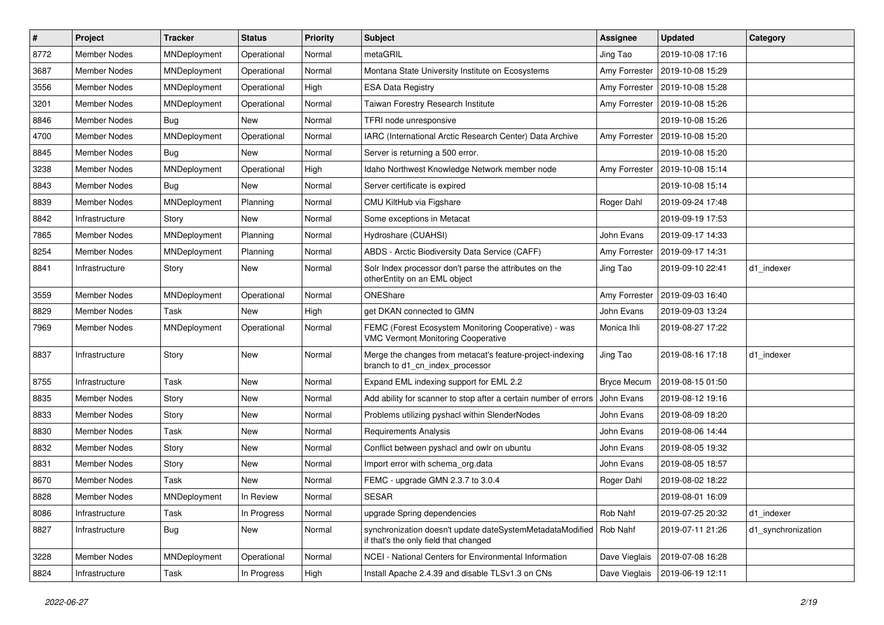| # | Project | Tracker | Status | Priority | Subject | Assignee | Updated | Category |
| --- | --- | --- | --- | --- | --- | --- | --- | --- |
| 8772 | Member Nodes | MNDeployment | Operational | Normal | metaGRIL | Jing Tao | 2019-10-08 17:16 | |
| 3687 | Member Nodes | MNDeployment | Operational | Normal | Montana State University Institute on Ecosystems | Amy Forrester | 2019-10-08 15:29 | |
| 3556 | Member Nodes | MNDeployment | Operational | High | ESA Data Registry | Amy Forrester | 2019-10-08 15:28 | |
| 3201 | Member Nodes | MNDeployment | Operational | Normal | Taiwan Forestry Research Institute | Amy Forrester | 2019-10-08 15:26 | |
| 8846 | Member Nodes | Bug | New | Normal | TFRI node unresponsive | | 2019-10-08 15:26 | |
| 4700 | Member Nodes | MNDeployment | Operational | Normal | IARC (International Arctic Research Center) Data Archive | Amy Forrester | 2019-10-08 15:20 | |
| 8845 | Member Nodes | Bug | New | Normal | Server is returning a 500 error. | | 2019-10-08 15:20 | |
| 3238 | Member Nodes | MNDeployment | Operational | High | Idaho Northwest Knowledge Network member node | Amy Forrester | 2019-10-08 15:14 | |
| 8843 | Member Nodes | Bug | New | Normal | Server certificate is expired | | 2019-10-08 15:14 | |
| 8839 | Member Nodes | MNDeployment | Planning | Normal | CMU KiltHub via Figshare | Roger Dahl | 2019-09-24 17:48 | |
| 8842 | Infrastructure | Story | New | Normal | Some exceptions in Metacat | | 2019-09-19 17:53 | |
| 7865 | Member Nodes | MNDeployment | Planning | Normal | Hydroshare (CUAHSI) | John Evans | 2019-09-17 14:33 | |
| 8254 | Member Nodes | MNDeployment | Planning | Normal | ABDS - Arctic Biodiversity Data Service (CAFF) | Amy Forrester | 2019-09-17 14:31 | |
| 8841 | Infrastructure | Story | New | Normal | Solr Index processor don't parse the attributes on the otherEntity on an EML object | Jing Tao | 2019-09-10 22:41 | d1_indexer |
| 3559 | Member Nodes | MNDeployment | Operational | Normal | ONEShare | Amy Forrester | 2019-09-03 16:40 | |
| 8829 | Member Nodes | Task | New | High | get DKAN connected to GMN | John Evans | 2019-09-03 13:24 | |
| 7969 | Member Nodes | MNDeployment | Operational | Normal | FEMC (Forest Ecosystem Monitoring Cooperative) - was VMC Vermont Monitoring Cooperative | Monica Ihli | 2019-08-27 17:22 | |
| 8837 | Infrastructure | Story | New | Normal | Merge the changes from metacat's feature-project-indexing branch to d1_cn_index_processor | Jing Tao | 2019-08-16 17:18 | d1_indexer |
| 8755 | Infrastructure | Task | New | Normal | Expand EML indexing support for EML 2.2 | Bryce Mecum | 2019-08-15 01:50 | |
| 8835 | Member Nodes | Story | New | Normal | Add ability for scanner to stop after a certain number of errors | John Evans | 2019-08-12 19:16 | |
| 8833 | Member Nodes | Story | New | Normal | Problems utilizing pyshacl within SlenderNodes | John Evans | 2019-08-09 18:20 | |
| 8830 | Member Nodes | Task | New | Normal | Requirements Analysis | John Evans | 2019-08-06 14:44 | |
| 8832 | Member Nodes | Story | New | Normal | Conflict between pyshacl and owlr on ubuntu | John Evans | 2019-08-05 19:32 | |
| 8831 | Member Nodes | Story | New | Normal | Import error with schema_org.data | John Evans | 2019-08-05 18:57 | |
| 8670 | Member Nodes | Task | New | Normal | FEMC - upgrade GMN 2.3.7 to 3.0.4 | Roger Dahl | 2019-08-02 18:22 | |
| 8828 | Member Nodes | MNDeployment | In Review | Normal | SESAR | | 2019-08-01 16:09 | |
| 8086 | Infrastructure | Task | In Progress | Normal | upgrade Spring dependencies | Rob Nahf | 2019-07-25 20:32 | d1_indexer |
| 8827 | Infrastructure | Bug | New | Normal | synchronization doesn't update dateSystemMetadataModified if that's the only field that changed | Rob Nahf | 2019-07-11 21:26 | d1_synchronization |
| 3228 | Member Nodes | MNDeployment | Operational | Normal | NCEI - National Centers for Environmental Information | Dave Vieglais | 2019-07-08 16:28 | |
| 8824 | Infrastructure | Task | In Progress | High | Install Apache 2.4.39 and disable TLSv1.3 on CNs | Dave Vieglais | 2019-06-19 12:11 | |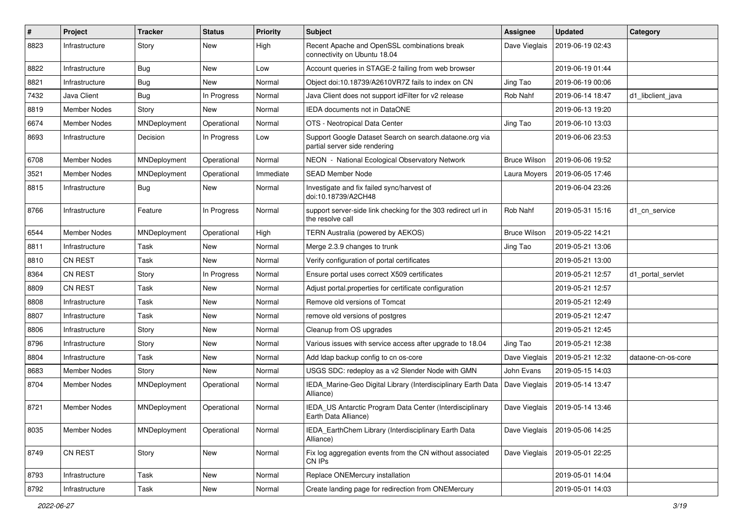| # | Project | Tracker | Status | Priority | Subject | Assignee | Updated | Category |
|---|---|---|---|---|---|---|---|---|
| 8823 | Infrastructure | Story | New | High | Recent Apache and OpenSSL combinations break connectivity on Ubuntu 18.04 | Dave Vieglais | 2019-06-19 02:43 | |
| 8822 | Infrastructure | Bug | New | Low | Account queries in STAGE-2 failing from web browser | | 2019-06-19 01:44 | |
| 8821 | Infrastructure | Bug | New | Normal | Object doi:10.18739/A2610VR7Z fails to index on CN | Jing Tao | 2019-06-19 00:06 | |
| 7432 | Java Client | Bug | In Progress | Normal | Java Client does not support idFilter for v2 release | Rob Nahf | 2019-06-14 18:47 | d1_libclient_java |
| 8819 | Member Nodes | Story | New | Normal | IEDA documents not in DataONE | | 2019-06-13 19:20 | |
| 6674 | Member Nodes | MNDeployment | Operational | Normal | OTS - Neotropical Data Center | Jing Tao | 2019-06-10 13:03 | |
| 8693 | Infrastructure | Decision | In Progress | Low | Support Google Dataset Search on search.dataone.org via partial server side rendering | | 2019-06-06 23:53 | |
| 6708 | Member Nodes | MNDeployment | Operational | Normal | NEON - National Ecological Observatory Network | Bruce Wilson | 2019-06-06 19:52 | |
| 3521 | Member Nodes | MNDeployment | Operational | Immediate | SEAD Member Node | Laura Moyers | 2019-06-05 17:46 | |
| 8815 | Infrastructure | Bug | New | Normal | Investigate and fix failed sync/harvest of doi:10.18739/A2CH48 | | 2019-06-04 23:26 | |
| 8766 | Infrastructure | Feature | In Progress | Normal | support server-side link checking for the 303 redirect url in the resolve call | Rob Nahf | 2019-05-31 15:16 | d1_cn_service |
| 6544 | Member Nodes | MNDeployment | Operational | High | TERN Australia (powered by AEKOS) | Bruce Wilson | 2019-05-22 14:21 | |
| 8811 | Infrastructure | Task | New | Normal | Merge 2.3.9 changes to trunk | Jing Tao | 2019-05-21 13:06 | |
| 8810 | CN REST | Task | New | Normal | Verify configuration of portal certificates | | 2019-05-21 13:00 | |
| 8364 | CN REST | Story | In Progress | Normal | Ensure portal uses correct X509 certificates | | 2019-05-21 12:57 | d1_portal_servlet |
| 8809 | CN REST | Task | New | Normal | Adjust portal.properties for certificate configuration | | 2019-05-21 12:57 | |
| 8808 | Infrastructure | Task | New | Normal | Remove old versions of Tomcat | | 2019-05-21 12:49 | |
| 8807 | Infrastructure | Task | New | Normal | remove old versions of postgres | | 2019-05-21 12:47 | |
| 8806 | Infrastructure | Story | New | Normal | Cleanup from OS upgrades | | 2019-05-21 12:45 | |
| 8796 | Infrastructure | Story | New | Normal | Various issues with service access after upgrade to 18.04 | Jing Tao | 2019-05-21 12:38 | |
| 8804 | Infrastructure | Task | New | Normal | Add ldap backup config to cn os-core | Dave Vieglais | 2019-05-21 12:32 | dataone-cn-os-core |
| 8683 | Member Nodes | Story | New | Normal | USGS SDC: redeploy as a v2 Slender Node with GMN | John Evans | 2019-05-15 14:03 | |
| 8704 | Member Nodes | MNDeployment | Operational | Normal | IEDA_Marine-Geo Digital Library (Interdisciplinary Earth Data Alliance) | Dave Vieglais | 2019-05-14 13:47 | |
| 8721 | Member Nodes | MNDeployment | Operational | Normal | IEDA_US Antarctic Program Data Center (Interdisciplinary Earth Data Alliance) | Dave Vieglais | 2019-05-14 13:46 | |
| 8035 | Member Nodes | MNDeployment | Operational | Normal | IEDA_EarthChem Library (Interdisciplinary Earth Data Alliance) | Dave Vieglais | 2019-05-06 14:25 | |
| 8749 | CN REST | Story | New | Normal | Fix log aggregation events from the CN without associated CN IPs | Dave Vieglais | 2019-05-01 22:25 | |
| 8793 | Infrastructure | Task | New | Normal | Replace ONEMercury installation | | 2019-05-01 14:04 | |
| 8792 | Infrastructure | Task | New | Normal | Create landing page for redirection from ONEMercury | | 2019-05-01 14:03 | |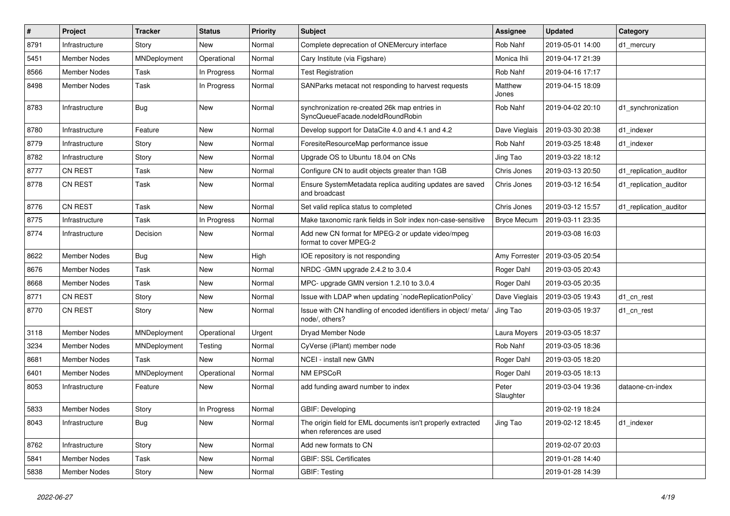| # | Project | Tracker | Status | Priority | Subject | Assignee | Updated | Category |
|---|---|---|---|---|---|---|---|---|
| 8791 | Infrastructure | Story | New | Normal | Complete deprecation of ONEMercury interface | Rob Nahf | 2019-05-01 14:00 | d1_mercury |
| 5451 | Member Nodes | MNDeployment | Operational | Normal | Cary Institute (via Figshare) | Monica Ihli | 2019-04-17 21:39 | |
| 8566 | Member Nodes | Task | In Progress | Normal | Test Registration | Rob Nahf | 2019-04-16 17:17 | |
| 8498 | Member Nodes | Task | In Progress | Normal | SANParks metacat not responding to harvest requests | Matthew Jones | 2019-04-15 18:09 | |
| 8783 | Infrastructure | Bug | New | Normal | synchronization re-created 26k map entries in SyncQueueFacade.nodeIdRoundRobin | Rob Nahf | 2019-04-02 20:10 | d1_synchronization |
| 8780 | Infrastructure | Feature | New | Normal | Develop support for DataCite 4.0 and 4.1 and 4.2 | Dave Vieglais | 2019-03-30 20:38 | d1_indexer |
| 8779 | Infrastructure | Story | New | Normal | ForesiteResourceMap performance issue | Rob Nahf | 2019-03-25 18:48 | d1_indexer |
| 8782 | Infrastructure | Story | New | Normal | Upgrade OS to Ubuntu 18.04 on CNs | Jing Tao | 2019-03-22 18:12 | |
| 8777 | CN REST | Task | New | Normal | Configure CN to audit objects greater than 1GB | Chris Jones | 2019-03-13 20:50 | d1_replication_auditor |
| 8778 | CN REST | Task | New | Normal | Ensure SystemMetadata replica auditing updates are saved and broadcast | Chris Jones | 2019-03-12 16:54 | d1_replication_auditor |
| 8776 | CN REST | Task | New | Normal | Set valid replica status to completed | Chris Jones | 2019-03-12 15:57 | d1_replication_auditor |
| 8775 | Infrastructure | Task | In Progress | Normal | Make taxonomic rank fields in Solr index non-case-sensitive | Bryce Mecum | 2019-03-11 23:35 | |
| 8774 | Infrastructure | Decision | New | Normal | Add new CN format for MPEG-2 or update video/mpeg format to cover MPEG-2 | | 2019-03-08 16:03 | |
| 8622 | Member Nodes | Bug | New | High | IOE repository is not responding | Amy Forrester | 2019-03-05 20:54 | |
| 8676 | Member Nodes | Task | New | Normal | NRDC -GMN upgrade 2.4.2 to 3.0.4 | Roger Dahl | 2019-03-05 20:43 | |
| 8668 | Member Nodes | Task | New | Normal | MPC- upgrade GMN version 1.2.10 to 3.0.4 | Roger Dahl | 2019-03-05 20:35 | |
| 8771 | CN REST | Story | New | Normal | Issue with LDAP when updating `nodeReplicationPolicy` | Dave Vieglais | 2019-03-05 19:43 | d1_cn_rest |
| 8770 | CN REST | Story | New | Normal | Issue with CN handling of encoded identifiers in object/ meta/ node/, others? | Jing Tao | 2019-03-05 19:37 | d1_cn_rest |
| 3118 | Member Nodes | MNDeployment | Operational | Urgent | Dryad Member Node | Laura Moyers | 2019-03-05 18:37 | |
| 3234 | Member Nodes | MNDeployment | Testing | Normal | CyVerse (iPlant) member node | Rob Nahf | 2019-03-05 18:36 | |
| 8681 | Member Nodes | Task | New | Normal | NCEI - install new GMN | Roger Dahl | 2019-03-05 18:20 | |
| 6401 | Member Nodes | MNDeployment | Operational | Normal | NM EPSCoR | Roger Dahl | 2019-03-05 18:13 | |
| 8053 | Infrastructure | Feature | New | Normal | add funding award number to index | Peter Slaughter | 2019-03-04 19:36 | dataone-cn-index |
| 5833 | Member Nodes | Story | In Progress | Normal | GBIF: Developing | | 2019-02-19 18:24 | |
| 8043 | Infrastructure | Bug | New | Normal | The origin field for EML documents isn't properly extracted when references are used | Jing Tao | 2019-02-12 18:45 | d1_indexer |
| 8762 | Infrastructure | Story | New | Normal | Add new formats to CN | | 2019-02-07 20:03 | |
| 5841 | Member Nodes | Task | New | Normal | GBIF: SSL Certificates | | 2019-01-28 14:40 | |
| 5838 | Member Nodes | Story | New | Normal | GBIF: Testing | | 2019-01-28 14:39 | |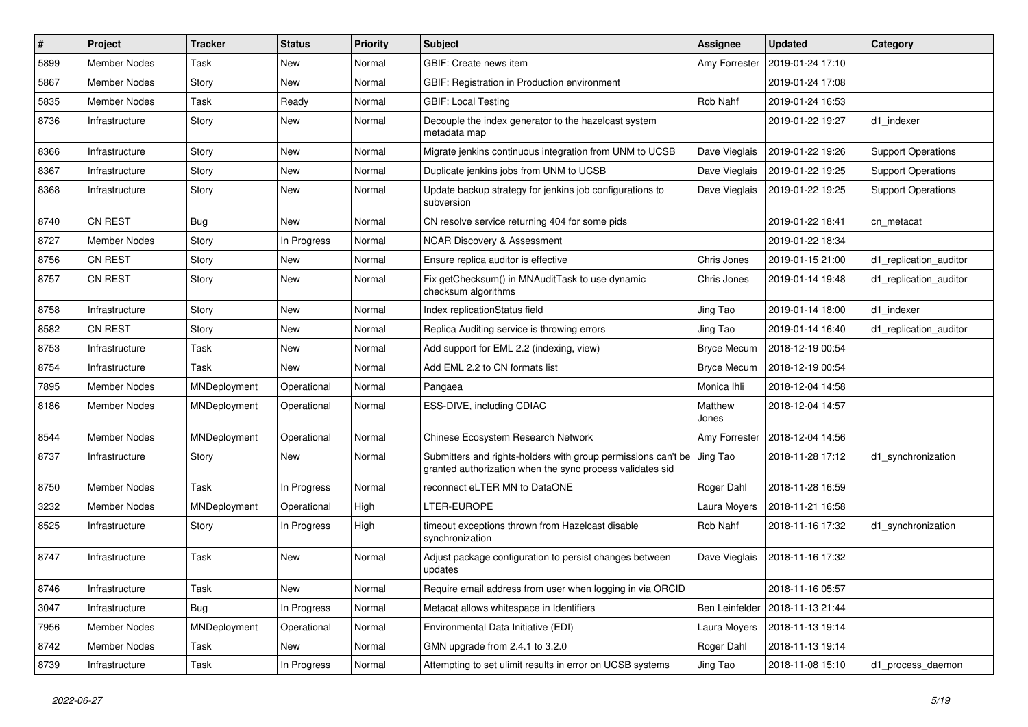| # | Project | Tracker | Status | Priority | Subject | Assignee | Updated | Category |
|---|---|---|---|---|---|---|---|---|
| 5899 | Member Nodes | Task | New | Normal | GBIF: Create news item | Amy Forrester | 2019-01-24 17:10 | |
| 5867 | Member Nodes | Story | New | Normal | GBIF: Registration in Production environment | | 2019-01-24 17:08 | |
| 5835 | Member Nodes | Task | Ready | Normal | GBIF: Local Testing | Rob Nahf | 2019-01-24 16:53 | |
| 8736 | Infrastructure | Story | New | Normal | Decouple the index generator to the hazelcast system metadata map | | 2019-01-22 19:27 | d1_indexer |
| 8366 | Infrastructure | Story | New | Normal | Migrate jenkins continuous integration from UNM to UCSB | Dave Vieglais | 2019-01-22 19:26 | Support Operations |
| 8367 | Infrastructure | Story | New | Normal | Duplicate jenkins jobs from UNM to UCSB | Dave Vieglais | 2019-01-22 19:25 | Support Operations |
| 8368 | Infrastructure | Story | New | Normal | Update backup strategy for jenkins job configurations to subversion | Dave Vieglais | 2019-01-22 19:25 | Support Operations |
| 8740 | CN REST | Bug | New | Normal | CN resolve service returning 404 for some pids | | 2019-01-22 18:41 | cn_metacat |
| 8727 | Member Nodes | Story | In Progress | Normal | NCAR Discovery & Assessment | | 2019-01-22 18:34 | |
| 8756 | CN REST | Story | New | Normal | Ensure replica auditor is effective | Chris Jones | 2019-01-15 21:00 | d1_replication_auditor |
| 8757 | CN REST | Story | New | Normal | Fix getChecksum() in MNAuditTask to use dynamic checksum algorithms | Chris Jones | 2019-01-14 19:48 | d1_replication_auditor |
| 8758 | Infrastructure | Story | New | Normal | Index replicationStatus field | Jing Tao | 2019-01-14 18:00 | d1_indexer |
| 8582 | CN REST | Story | New | Normal | Replica Auditing service is throwing errors | Jing Tao | 2019-01-14 16:40 | d1_replication_auditor |
| 8753 | Infrastructure | Task | New | Normal | Add support for EML 2.2 (indexing, view) | Bryce Mecum | 2018-12-19 00:54 | |
| 8754 | Infrastructure | Task | New | Normal | Add EML 2.2 to CN formats list | Bryce Mecum | 2018-12-19 00:54 | |
| 7895 | Member Nodes | MNDeployment | Operational | Normal | Pangaea | Monica Ihli | 2018-12-04 14:58 | |
| 8186 | Member Nodes | MNDeployment | Operational | Normal | ESS-DIVE, including CDIAC | Matthew Jones | 2018-12-04 14:57 | |
| 8544 | Member Nodes | MNDeployment | Operational | Normal | Chinese Ecosystem Research Network | Amy Forrester | 2018-12-04 14:56 | |
| 8737 | Infrastructure | Story | New | Normal | Submitters and rights-holders with group permissions can't be granted authorization when the sync process validates sid | Jing Tao | 2018-11-28 17:12 | d1_synchronization |
| 8750 | Member Nodes | Task | In Progress | Normal | reconnect eLTER MN to DataONE | Roger Dahl | 2018-11-28 16:59 | |
| 3232 | Member Nodes | MNDeployment | Operational | High | LTER-EUROPE | Laura Moyers | 2018-11-21 16:58 | |
| 8525 | Infrastructure | Story | In Progress | High | timeout exceptions thrown from Hazelcast disable synchronization | Rob Nahf | 2018-11-16 17:32 | d1_synchronization |
| 8747 | Infrastructure | Task | New | Normal | Adjust package configuration to persist changes between updates | Dave Vieglais | 2018-11-16 17:32 | |
| 8746 | Infrastructure | Task | New | Normal | Require email address from user when logging in via ORCID | | 2018-11-16 05:57 | |
| 3047 | Infrastructure | Bug | In Progress | Normal | Metacat allows whitespace in Identifiers | Ben Leinfelder | 2018-11-13 21:44 | |
| 7956 | Member Nodes | MNDeployment | Operational | Normal | Environmental Data Initiative (EDI) | Laura Moyers | 2018-11-13 19:14 | |
| 8742 | Member Nodes | Task | New | Normal | GMN upgrade from 2.4.1 to 3.2.0 | Roger Dahl | 2018-11-13 19:14 | |
| 8739 | Infrastructure | Task | In Progress | Normal | Attempting to set ulimit results in error on UCSB systems | Jing Tao | 2018-11-08 15:10 | d1_process_daemon |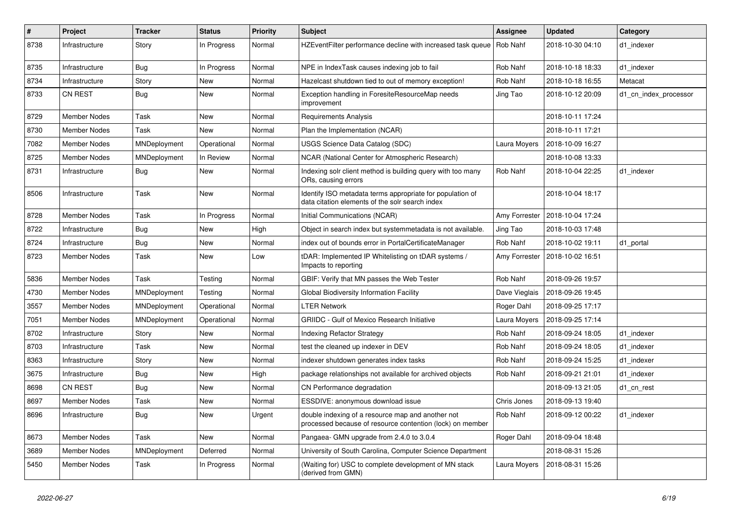| # | Project | Tracker | Status | Priority | Subject | Assignee | Updated | Category |
|---|---|---|---|---|---|---|---|---|
| 8738 | Infrastructure | Story | In Progress | Normal | HZEventFilter performance decline with increased task queue | Rob Nahf | 2018-10-30 04:10 | d1_indexer |
| 8735 | Infrastructure | Bug | In Progress | Normal | NPE in IndexTask causes indexing job to fail | Rob Nahf | 2018-10-18 18:33 | d1_indexer |
| 8734 | Infrastructure | Story | New | Normal | Hazelcast shutdown tied to out of memory exception! | Rob Nahf | 2018-10-18 16:55 | Metacat |
| 8733 | CN REST | Bug | New | Normal | Exception handling in ForesiteResourceMap needs improvement | Jing Tao | 2018-10-12 20:09 | d1_cn_index_processor |
| 8729 | Member Nodes | Task | New | Normal | Requirements Analysis | | 2018-10-11 17:24 | |
| 8730 | Member Nodes | Task | New | Normal | Plan the Implementation (NCAR) | | 2018-10-11 17:21 | |
| 7082 | Member Nodes | MNDeployment | Operational | Normal | USGS Science Data Catalog (SDC) | Laura Moyers | 2018-10-09 16:27 | |
| 8725 | Member Nodes | MNDeployment | In Review | Normal | NCAR (National Center for Atmospheric Research) | | 2018-10-08 13:33 | |
| 8731 | Infrastructure | Bug | New | Normal | Indexing solr client method is building query with too many ORs, causing errors | Rob Nahf | 2018-10-04 22:25 | d1_indexer |
| 8506 | Infrastructure | Task | New | Normal | Identify ISO metadata terms appropriate for population of data citation elements of the solr search index | | 2018-10-04 18:17 | |
| 8728 | Member Nodes | Task | In Progress | Normal | Initial Communications (NCAR) | Amy Forrester | 2018-10-04 17:24 | |
| 8722 | Infrastructure | Bug | New | High | Object in search index but systemmetadata is not available. | Jing Tao | 2018-10-03 17:48 | |
| 8724 | Infrastructure | Bug | New | Normal | index out of bounds error in PortalCertificateManager | Rob Nahf | 2018-10-02 19:11 | d1_portal |
| 8723 | Member Nodes | Task | New | Low | tDAR: Implemented IP Whitelisting on tDAR systems / Impacts to reporting | Amy Forrester | 2018-10-02 16:51 | |
| 5836 | Member Nodes | Task | Testing | Normal | GBIF: Verify that MN passes the Web Tester | Rob Nahf | 2018-09-26 19:57 | |
| 4730 | Member Nodes | MNDeployment | Testing | Normal | Global Biodiversity Information Facility | Dave Vieglais | 2018-09-26 19:45 | |
| 3557 | Member Nodes | MNDeployment | Operational | Normal | LTER Network | Roger Dahl | 2018-09-25 17:17 | |
| 7051 | Member Nodes | MNDeployment | Operational | Normal | GRIIDC - Gulf of Mexico Research Initiative | Laura Moyers | 2018-09-25 17:14 | |
| 8702 | Infrastructure | Story | New | Normal | Indexing Refactor Strategy | Rob Nahf | 2018-09-24 18:05 | d1_indexer |
| 8703 | Infrastructure | Task | New | Normal | test the cleaned up indexer in DEV | Rob Nahf | 2018-09-24 18:05 | d1_indexer |
| 8363 | Infrastructure | Story | New | Normal | indexer shutdown generates index tasks | Rob Nahf | 2018-09-24 15:25 | d1_indexer |
| 3675 | Infrastructure | Bug | New | High | package relationships not available for archived objects | Rob Nahf | 2018-09-21 21:01 | d1_indexer |
| 8698 | CN REST | Bug | New | Normal | CN Performance degradation | | 2018-09-13 21:05 | d1_cn_rest |
| 8697 | Member Nodes | Task | New | Normal | ESSDIVE: anonymous download issue | Chris Jones | 2018-09-13 19:40 | |
| 8696 | Infrastructure | Bug | New | Urgent | double indexing of a resource map and another not processed because of resource contention (lock) on member | Rob Nahf | 2018-09-12 00:22 | d1_indexer |
| 8673 | Member Nodes | Task | New | Normal | Pangaea- GMN upgrade from 2.4.0 to 3.0.4 | Roger Dahl | 2018-09-04 18:48 | |
| 3689 | Member Nodes | MNDeployment | Deferred | Normal | University of South Carolina, Computer Science Department | | 2018-08-31 15:26 | |
| 5450 | Member Nodes | Task | In Progress | Normal | (Waiting for) USC to complete development of MN stack (derived from GMN) | Laura Moyers | 2018-08-31 15:26 | |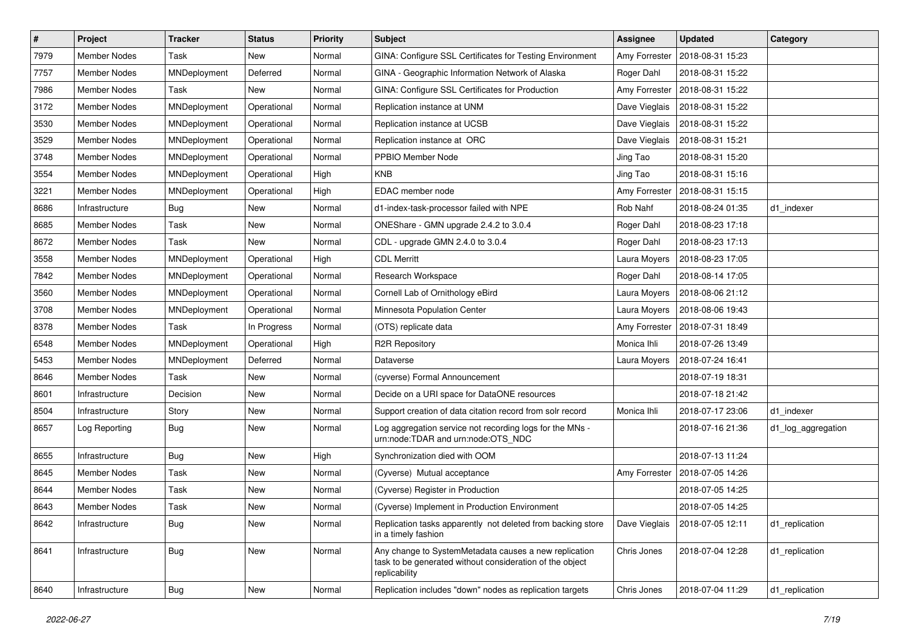| # | Project | Tracker | Status | Priority | Subject | Assignee | Updated | Category |
|---|---|---|---|---|---|---|---|---|
| 7979 | Member Nodes | Task | New | Normal | GINA: Configure SSL Certificates for Testing Environment | Amy Forrester | 2018-08-31 15:23 | |
| 7757 | Member Nodes | MNDeployment | Deferred | Normal | GINA - Geographic Information Network of Alaska | Roger Dahl | 2018-08-31 15:22 | |
| 7986 | Member Nodes | Task | New | Normal | GINA: Configure SSL Certificates for Production | Amy Forrester | 2018-08-31 15:22 | |
| 3172 | Member Nodes | MNDeployment | Operational | Normal | Replication instance at UNM | Dave Vieglais | 2018-08-31 15:22 | |
| 3530 | Member Nodes | MNDeployment | Operational | Normal | Replication instance at UCSB | Dave Vieglais | 2018-08-31 15:22 | |
| 3529 | Member Nodes | MNDeployment | Operational | Normal | Replication instance at ORC | Dave Vieglais | 2018-08-31 15:21 | |
| 3748 | Member Nodes | MNDeployment | Operational | Normal | PPBIO Member Node | Jing Tao | 2018-08-31 15:20 | |
| 3554 | Member Nodes | MNDeployment | Operational | High | KNB | Jing Tao | 2018-08-31 15:16 | |
| 3221 | Member Nodes | MNDeployment | Operational | High | EDAC member node | Amy Forrester | 2018-08-31 15:15 | |
| 8686 | Infrastructure | Bug | New | Normal | d1-index-task-processor failed with NPE | Rob Nahf | 2018-08-24 01:35 | d1_indexer |
| 8685 | Member Nodes | Task | New | Normal | ONEShare - GMN upgrade 2.4.2 to 3.0.4 | Roger Dahl | 2018-08-23 17:18 | |
| 8672 | Member Nodes | Task | New | Normal | CDL - upgrade GMN 2.4.0 to 3.0.4 | Roger Dahl | 2018-08-23 17:13 | |
| 3558 | Member Nodes | MNDeployment | Operational | High | CDL Merritt | Laura Moyers | 2018-08-23 17:05 | |
| 7842 | Member Nodes | MNDeployment | Operational | Normal | Research Workspace | Roger Dahl | 2018-08-14 17:05 | |
| 3560 | Member Nodes | MNDeployment | Operational | Normal | Cornell Lab of Ornithology eBird | Laura Moyers | 2018-08-06 21:12 | |
| 3708 | Member Nodes | MNDeployment | Operational | Normal | Minnesota Population Center | Laura Moyers | 2018-08-06 19:43 | |
| 8378 | Member Nodes | Task | In Progress | Normal | (OTS) replicate data | Amy Forrester | 2018-07-31 18:49 | |
| 6548 | Member Nodes | MNDeployment | Operational | High | R2R Repository | Monica Ihli | 2018-07-26 13:49 | |
| 5453 | Member Nodes | MNDeployment | Deferred | Normal | Dataverse | Laura Moyers | 2018-07-24 16:41 | |
| 8646 | Member Nodes | Task | New | Normal | (cyverse) Formal Announcement | | 2018-07-19 18:31 | |
| 8601 | Infrastructure | Decision | New | Normal | Decide on a URI space for DataONE resources | | 2018-07-18 21:42 | |
| 8504 | Infrastructure | Story | New | Normal | Support creation of data citation record from solr record | Monica Ihli | 2018-07-17 23:06 | d1_indexer |
| 8657 | Log Reporting | Bug | New | Normal | Log aggregation service not recording logs for the MNs - urn:node:TDAR and urn:node:OTS_NDC | | 2018-07-16 21:36 | d1_log_aggregation |
| 8655 | Infrastructure | Bug | New | High | Synchronization died with OOM | | 2018-07-13 11:24 | |
| 8645 | Member Nodes | Task | New | Normal | (Cyverse) Mutual acceptance | Amy Forrester | 2018-07-05 14:26 | |
| 8644 | Member Nodes | Task | New | Normal | (Cyverse) Register in Production | | 2018-07-05 14:25 | |
| 8643 | Member Nodes | Task | New | Normal | (Cyverse) Implement in Production Environment | | 2018-07-05 14:25 | |
| 8642 | Infrastructure | Bug | New | Normal | Replication tasks apparently not deleted from backing store in a timely fashion | Dave Vieglais | 2018-07-05 12:11 | d1_replication |
| 8641 | Infrastructure | Bug | New | Normal | Any change to SystemMetadata causes a new replication task to be generated without consideration of the object replicability | Chris Jones | 2018-07-04 12:28 | d1_replication |
| 8640 | Infrastructure | Bug | New | Normal | Replication includes "down" nodes as replication targets | Chris Jones | 2018-07-04 11:29 | d1_replication |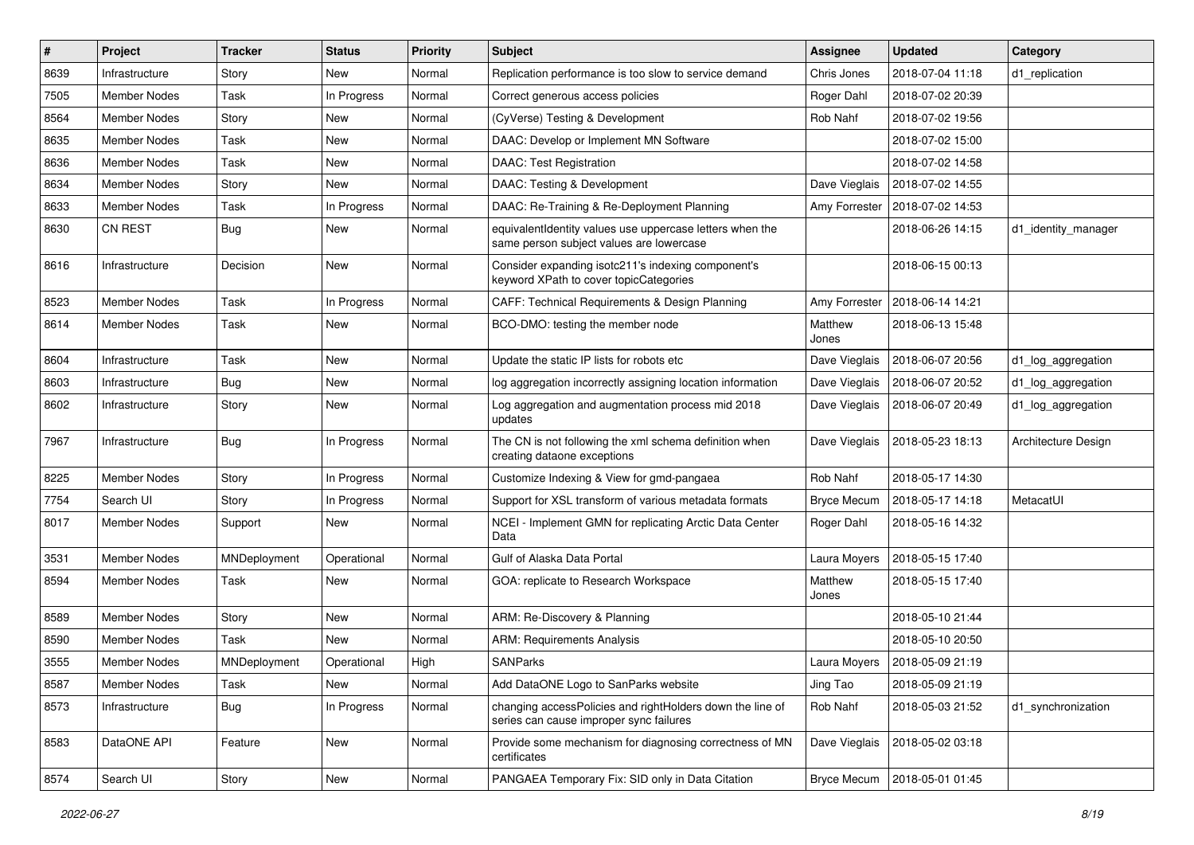| # | Project | Tracker | Status | Priority | Subject | Assignee | Updated | Category |
|---|---|---|---|---|---|---|---|---|
| 8639 | Infrastructure | Story | New | Normal | Replication performance is too slow to service demand | Chris Jones | 2018-07-04 11:18 | d1_replication |
| 7505 | Member Nodes | Task | In Progress | Normal | Correct generous access policies | Roger Dahl | 2018-07-02 20:39 | |
| 8564 | Member Nodes | Story | New | Normal | (CyVerse) Testing & Development | Rob Nahf | 2018-07-02 19:56 | |
| 8635 | Member Nodes | Task | New | Normal | DAAC: Develop or Implement MN Software | | 2018-07-02 15:00 | |
| 8636 | Member Nodes | Task | New | Normal | DAAC: Test Registration | | 2018-07-02 14:58 | |
| 8634 | Member Nodes | Story | New | Normal | DAAC: Testing & Development | Dave Vieglais | 2018-07-02 14:55 | |
| 8633 | Member Nodes | Task | In Progress | Normal | DAAC: Re-Training & Re-Deployment Planning | Amy Forrester | 2018-07-02 14:53 | |
| 8630 | CN REST | Bug | New | Normal | equivalentIdentity values use uppercase letters when the same person subject values are lowercase | | 2018-06-26 14:15 | d1_identity_manager |
| 8616 | Infrastructure | Decision | New | Normal | Consider expanding isotc211's indexing component's keyword XPath to cover topicCategories | | 2018-06-15 00:13 | |
| 8523 | Member Nodes | Task | In Progress | Normal | CAFF: Technical Requirements & Design Planning | Amy Forrester | 2018-06-14 14:21 | |
| 8614 | Member Nodes | Task | New | Normal | BCO-DMO: testing the member node | Matthew Jones | 2018-06-13 15:48 | |
| 8604 | Infrastructure | Task | New | Normal | Update the static IP lists for robots etc | Dave Vieglais | 2018-06-07 20:56 | d1_log_aggregation |
| 8603 | Infrastructure | Bug | New | Normal | log aggregation incorrectly assigning location information | Dave Vieglais | 2018-06-07 20:52 | d1_log_aggregation |
| 8602 | Infrastructure | Story | New | Normal | Log aggregation and augmentation process mid 2018 updates | Dave Vieglais | 2018-06-07 20:49 | d1_log_aggregation |
| 7967 | Infrastructure | Bug | In Progress | Normal | The CN is not following the xml schema definition when creating dataone exceptions | Dave Vieglais | 2018-05-23 18:13 | Architecture Design |
| 8225 | Member Nodes | Story | In Progress | Normal | Customize Indexing & View for gmd-pangaea | Rob Nahf | 2018-05-17 14:30 | |
| 7754 | Search UI | Story | In Progress | Normal | Support for XSL transform of various metadata formats | Bryce Mecum | 2018-05-17 14:18 | MetacatUI |
| 8017 | Member Nodes | Support | New | Normal | NCEI - Implement GMN for replicating Arctic Data Center Data | Roger Dahl | 2018-05-16 14:32 | |
| 3531 | Member Nodes | MNDeployment | Operational | Normal | Gulf of Alaska Data Portal | Laura Moyers | 2018-05-15 17:40 | |
| 8594 | Member Nodes | Task | New | Normal | GOA: replicate to Research Workspace | Matthew Jones | 2018-05-15 17:40 | |
| 8589 | Member Nodes | Story | New | Normal | ARM: Re-Discovery & Planning | | 2018-05-10 21:44 | |
| 8590 | Member Nodes | Task | New | Normal | ARM: Requirements Analysis | | 2018-05-10 20:50 | |
| 3555 | Member Nodes | MNDeployment | Operational | High | SANParks | Laura Moyers | 2018-05-09 21:19 | |
| 8587 | Member Nodes | Task | New | Normal | Add DataONE Logo to SanParks website | Jing Tao | 2018-05-09 21:19 | |
| 8573 | Infrastructure | Bug | In Progress | Normal | changing accessPolicies and rightHolders down the line of series can cause improper sync failures | Rob Nahf | 2018-05-03 21:52 | d1_synchronization |
| 8583 | DataONE API | Feature | New | Normal | Provide some mechanism for diagnosing correctness of MN certificates | Dave Vieglais | 2018-05-02 03:18 | |
| 8574 | Search UI | Story | New | Normal | PANGAEA Temporary Fix: SID only in Data Citation | Bryce Mecum | 2018-05-01 01:45 | |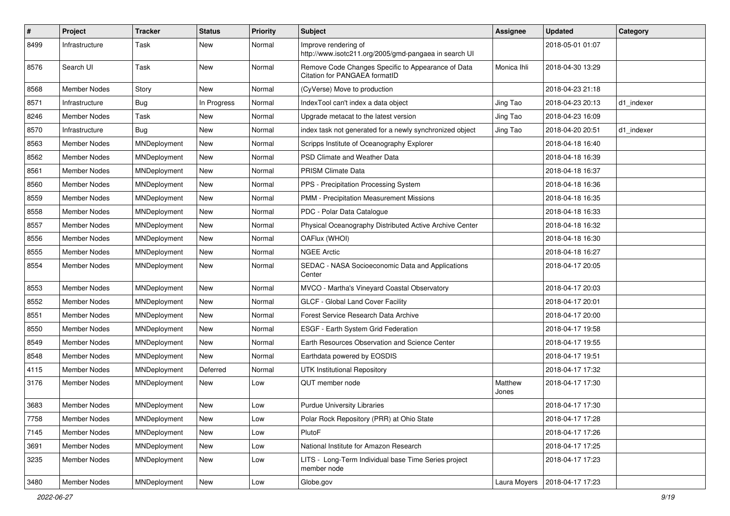| # | Project | Tracker | Status | Priority | Subject | Assignee | Updated | Category |
|---|---|---|---|---|---|---|---|---|
| 8499 | Infrastructure | Task | New | Normal | Improve rendering of http://www.isotc211.org/2005/gmd-pangaea in search UI | | 2018-05-01 01:07 | |
| 8576 | Search UI | Task | New | Normal | Remove Code Changes Specific to Appearance of Data Citation for PANGAEA formatID | Monica Ihli | 2018-04-30 13:29 | |
| 8568 | Member Nodes | Story | New | Normal | (CyVerse) Move to production | | 2018-04-23 21:18 | |
| 8571 | Infrastructure | Bug | In Progress | Normal | IndexTool can't index a data object | Jing Tao | 2018-04-23 20:13 | d1_indexer |
| 8246 | Member Nodes | Task | New | Normal | Upgrade metacat to the latest version | Jing Tao | 2018-04-23 16:09 | |
| 8570 | Infrastructure | Bug | New | Normal | index task not generated for a newly synchronized object | Jing Tao | 2018-04-20 20:51 | d1_indexer |
| 8563 | Member Nodes | MNDeployment | New | Normal | Scripps Institute of Oceanography Explorer | | 2018-04-18 16:40 | |
| 8562 | Member Nodes | MNDeployment | New | Normal | PSD Climate and Weather Data | | 2018-04-18 16:39 | |
| 8561 | Member Nodes | MNDeployment | New | Normal | PRISM Climate Data | | 2018-04-18 16:37 | |
| 8560 | Member Nodes | MNDeployment | New | Normal | PPS - Precipitation Processing System | | 2018-04-18 16:36 | |
| 8559 | Member Nodes | MNDeployment | New | Normal | PMM - Precipitation Measurement Missions | | 2018-04-18 16:35 | |
| 8558 | Member Nodes | MNDeployment | New | Normal | PDC - Polar Data Catalogue | | 2018-04-18 16:33 | |
| 8557 | Member Nodes | MNDeployment | New | Normal | Physical Oceanography Distributed Active Archive Center | | 2018-04-18 16:32 | |
| 8556 | Member Nodes | MNDeployment | New | Normal | OAFlux (WHOI) | | 2018-04-18 16:30 | |
| 8555 | Member Nodes | MNDeployment | New | Normal | NGEE Arctic | | 2018-04-18 16:27 | |
| 8554 | Member Nodes | MNDeployment | New | Normal | SEDAC - NASA Socioeconomic Data and Applications Center | | 2018-04-17 20:05 | |
| 8553 | Member Nodes | MNDeployment | New | Normal | MVCO - Martha's Vineyard Coastal Observatory | | 2018-04-17 20:03 | |
| 8552 | Member Nodes | MNDeployment | New | Normal | GLCF - Global Land Cover Facility | | 2018-04-17 20:01 | |
| 8551 | Member Nodes | MNDeployment | New | Normal | Forest Service Research Data Archive | | 2018-04-17 20:00 | |
| 8550 | Member Nodes | MNDeployment | New | Normal | ESGF - Earth System Grid Federation | | 2018-04-17 19:58 | |
| 8549 | Member Nodes | MNDeployment | New | Normal | Earth Resources Observation and Science Center | | 2018-04-17 19:55 | |
| 8548 | Member Nodes | MNDeployment | New | Normal | Earthdata powered by EOSDIS | | 2018-04-17 19:51 | |
| 4115 | Member Nodes | MNDeployment | Deferred | Normal | UTK Institutional Repository | | 2018-04-17 17:32 | |
| 3176 | Member Nodes | MNDeployment | New | Low | QUT member node | Matthew Jones | 2018-04-17 17:30 | |
| 3683 | Member Nodes | MNDeployment | New | Low | Purdue University Libraries | | 2018-04-17 17:30 | |
| 7758 | Member Nodes | MNDeployment | New | Low | Polar Rock Repository (PRR) at Ohio State | | 2018-04-17 17:28 | |
| 7145 | Member Nodes | MNDeployment | New | Low | PlutoF | | 2018-04-17 17:26 | |
| 3691 | Member Nodes | MNDeployment | New | Low | National Institute for Amazon Research | | 2018-04-17 17:25 | |
| 3235 | Member Nodes | MNDeployment | New | Low | LITS - Long-Term Individual base Time Series project member node | | 2018-04-17 17:23 | |
| 3480 | Member Nodes | MNDeployment | New | Low | Globe.gov | Laura Moyers | 2018-04-17 17:23 | |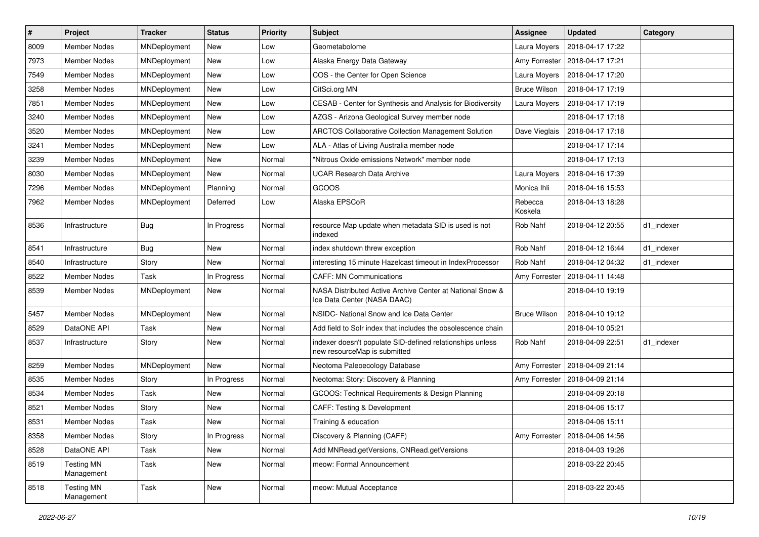| # | Project | Tracker | Status | Priority | Subject | Assignee | Updated | Category |
|---|---|---|---|---|---|---|---|---|
| 8009 | Member Nodes | MNDeployment | New | Low | Geometabolome | Laura Moyers | 2018-04-17 17:22 | |
| 7973 | Member Nodes | MNDeployment | New | Low | Alaska Energy Data Gateway | Amy Forrester | 2018-04-17 17:21 | |
| 7549 | Member Nodes | MNDeployment | New | Low | COS - the Center for Open Science | Laura Moyers | 2018-04-17 17:20 | |
| 3258 | Member Nodes | MNDeployment | New | Low | CitSci.org MN | Bruce Wilson | 2018-04-17 17:19 | |
| 7851 | Member Nodes | MNDeployment | New | Low | CESAB - Center for Synthesis and Analysis for Biodiversity | Laura Moyers | 2018-04-17 17:19 | |
| 3240 | Member Nodes | MNDeployment | New | Low | AZGS - Arizona Geological Survey member node | | 2018-04-17 17:18 | |
| 3520 | Member Nodes | MNDeployment | New | Low | ARCTOS Collaborative Collection Management Solution | Dave Vieglais | 2018-04-17 17:18 | |
| 3241 | Member Nodes | MNDeployment | New | Low | ALA - Atlas of Living Australia member node | | 2018-04-17 17:14 | |
| 3239 | Member Nodes | MNDeployment | New | Normal | "Nitrous Oxide emissions Network" member node | | 2018-04-17 17:13 | |
| 8030 | Member Nodes | MNDeployment | New | Normal | UCAR Research Data Archive | Laura Moyers | 2018-04-16 17:39 | |
| 7296 | Member Nodes | MNDeployment | Planning | Normal | GCOOS | Monica Ihli | 2018-04-16 15:53 | |
| 7962 | Member Nodes | MNDeployment | Deferred | Low | Alaska EPSCoR | Rebecca Koskela | 2018-04-13 18:28 | |
| 8536 | Infrastructure | Bug | In Progress | Normal | resource Map update when metadata SID is used is not indexed | Rob Nahf | 2018-04-12 20:55 | d1_indexer |
| 8541 | Infrastructure | Bug | New | Normal | index shutdown threw exception | Rob Nahf | 2018-04-12 16:44 | d1_indexer |
| 8540 | Infrastructure | Story | New | Normal | interesting 15 minute Hazelcast timeout in IndexProcessor | Rob Nahf | 2018-04-12 04:32 | d1_indexer |
| 8522 | Member Nodes | Task | In Progress | Normal | CAFF: MN Communications | Amy Forrester | 2018-04-11 14:48 | |
| 8539 | Member Nodes | MNDeployment | New | Normal | NASA Distributed Active Archive Center at National Snow & Ice Data Center (NASA DAAC) | | 2018-04-10 19:19 | |
| 5457 | Member Nodes | MNDeployment | New | Normal | NSIDC- National Snow and Ice Data Center | Bruce Wilson | 2018-04-10 19:12 | |
| 8529 | DataONE API | Task | New | Normal | Add field to Solr index that includes the obsolescence chain | | 2018-04-10 05:21 | |
| 8537 | Infrastructure | Story | New | Normal | indexer doesn't populate SID-defined relationships unless new resourceMap is submitted | Rob Nahf | 2018-04-09 22:51 | d1_indexer |
| 8259 | Member Nodes | MNDeployment | New | Normal | Neotoma Paleoecology Database | Amy Forrester | 2018-04-09 21:14 | |
| 8535 | Member Nodes | Story | In Progress | Normal | Neotoma: Story: Discovery & Planning | Amy Forrester | 2018-04-09 21:14 | |
| 8534 | Member Nodes | Task | New | Normal | GCOOS: Technical Requirements & Design Planning | | 2018-04-09 20:18 | |
| 8521 | Member Nodes | Story | New | Normal | CAFF: Testing & Development | | 2018-04-06 15:17 | |
| 8531 | Member Nodes | Task | New | Normal | Training & education | | 2018-04-06 15:11 | |
| 8358 | Member Nodes | Story | In Progress | Normal | Discovery & Planning (CAFF) | Amy Forrester | 2018-04-06 14:56 | |
| 8528 | DataONE API | Task | New | Normal | Add MNRead.getVersions, CNRead.getVersions | | 2018-04-03 19:26 | |
| 8519 | Testing MN Management | Task | New | Normal | meow: Formal Announcement | | 2018-03-22 20:45 | |
| 8518 | Testing MN Management | Task | New | Normal | meow: Mutual Acceptance | | 2018-03-22 20:45 | |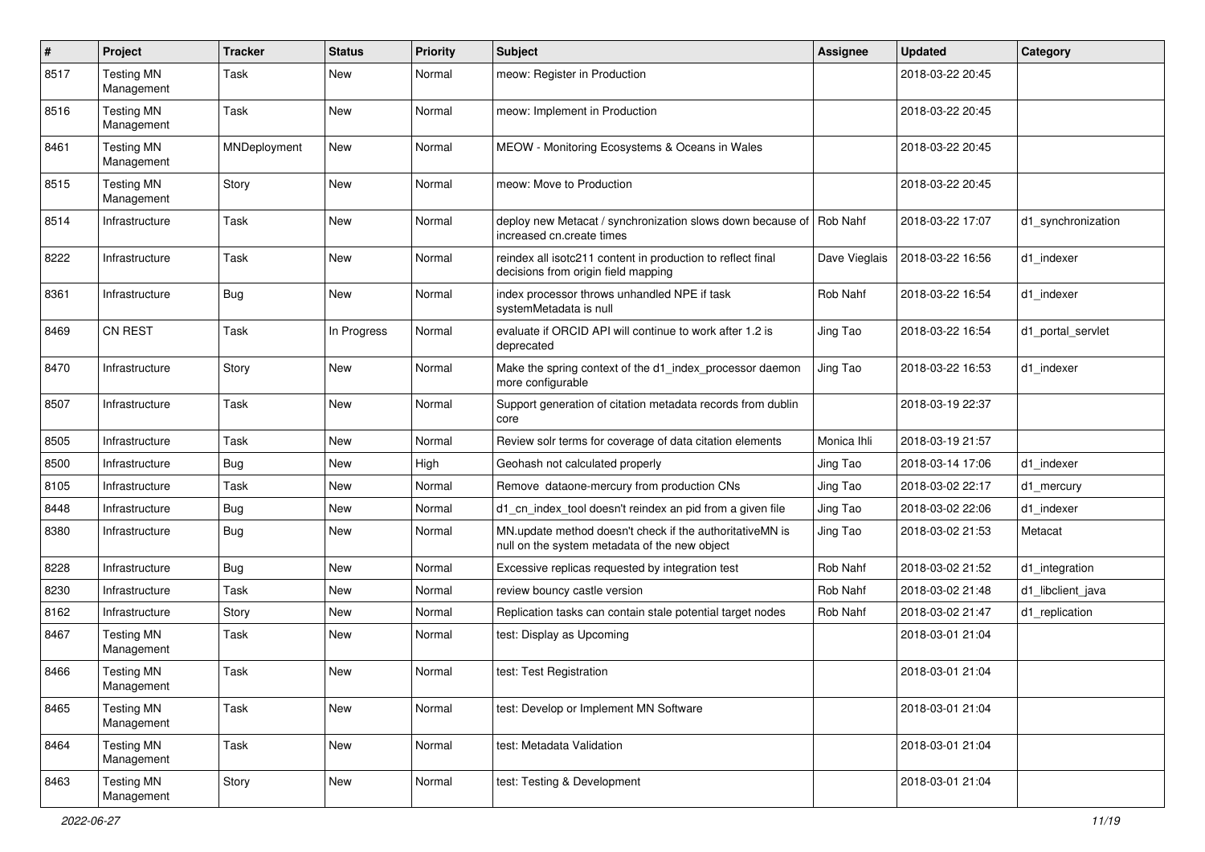| # | Project | Tracker | Status | Priority | Subject | Assignee | Updated | Category |
|---|---|---|---|---|---|---|---|---|
| 8517 | Testing MN Management | Task | New | Normal | meow: Register in Production | | 2018-03-22 20:45 | |
| 8516 | Testing MN Management | Task | New | Normal | meow: Implement in Production | | 2018-03-22 20:45 | |
| 8461 | Testing MN Management | MNDeployment | New | Normal | MEOW - Monitoring Ecosystems & Oceans in Wales | | 2018-03-22 20:45 | |
| 8515 | Testing MN Management | Story | New | Normal | meow: Move to Production | | 2018-03-22 20:45 | |
| 8514 | Infrastructure | Task | New | Normal | deploy new Metacat / synchronization slows down because of increased cn.create times | Rob Nahf | 2018-03-22 17:07 | d1_synchronization |
| 8222 | Infrastructure | Task | New | Normal | reindex all isotc211 content in production to reflect final decisions from origin field mapping | Dave Vieglais | 2018-03-22 16:56 | d1_indexer |
| 8361 | Infrastructure | Bug | New | Normal | index processor throws unhandled NPE if task systemMetadata is null | Rob Nahf | 2018-03-22 16:54 | d1_indexer |
| 8469 | CN REST | Task | In Progress | Normal | evaluate if ORCID API will continue to work after 1.2 is deprecated | Jing Tao | 2018-03-22 16:54 | d1_portal_servlet |
| 8470 | Infrastructure | Story | New | Normal | Make the spring context of the d1_index_processor daemon more configurable | Jing Tao | 2018-03-22 16:53 | d1_indexer |
| 8507 | Infrastructure | Task | New | Normal | Support generation of citation metadata records from dublin core | | 2018-03-19 22:37 | |
| 8505 | Infrastructure | Task | New | Normal | Review solr terms for coverage of data citation elements | Monica Ihli | 2018-03-19 21:57 | |
| 8500 | Infrastructure | Bug | New | High | Geohash not calculated properly | Jing Tao | 2018-03-14 17:06 | d1_indexer |
| 8105 | Infrastructure | Task | New | Normal | Remove dataone-mercury from production CNs | Jing Tao | 2018-03-02 22:17 | d1_mercury |
| 8448 | Infrastructure | Bug | New | Normal | d1_cn_index_tool doesn't reindex an pid from a given file | Jing Tao | 2018-03-02 22:06 | d1_indexer |
| 8380 | Infrastructure | Bug | New | Normal | MN.update method doesn't check if the authoritativeMN is null on the system metadata of the new object | Jing Tao | 2018-03-02 21:53 | Metacat |
| 8228 | Infrastructure | Bug | New | Normal | Excessive replicas requested by integration test | Rob Nahf | 2018-03-02 21:52 | d1_integration |
| 8230 | Infrastructure | Task | New | Normal | review bouncy castle version | Rob Nahf | 2018-03-02 21:48 | d1_libclient_java |
| 8162 | Infrastructure | Story | New | Normal | Replication tasks can contain stale potential target nodes | Rob Nahf | 2018-03-02 21:47 | d1_replication |
| 8467 | Testing MN Management | Task | New | Normal | test: Display as Upcoming | | 2018-03-01 21:04 | |
| 8466 | Testing MN Management | Task | New | Normal | test: Test Registration | | 2018-03-01 21:04 | |
| 8465 | Testing MN Management | Task | New | Normal | test: Develop or Implement MN Software | | 2018-03-01 21:04 | |
| 8464 | Testing MN Management | Task | New | Normal | test: Metadata Validation | | 2018-03-01 21:04 | |
| 8463 | Testing MN Management | Story | New | Normal | test: Testing & Development | | 2018-03-01 21:04 | |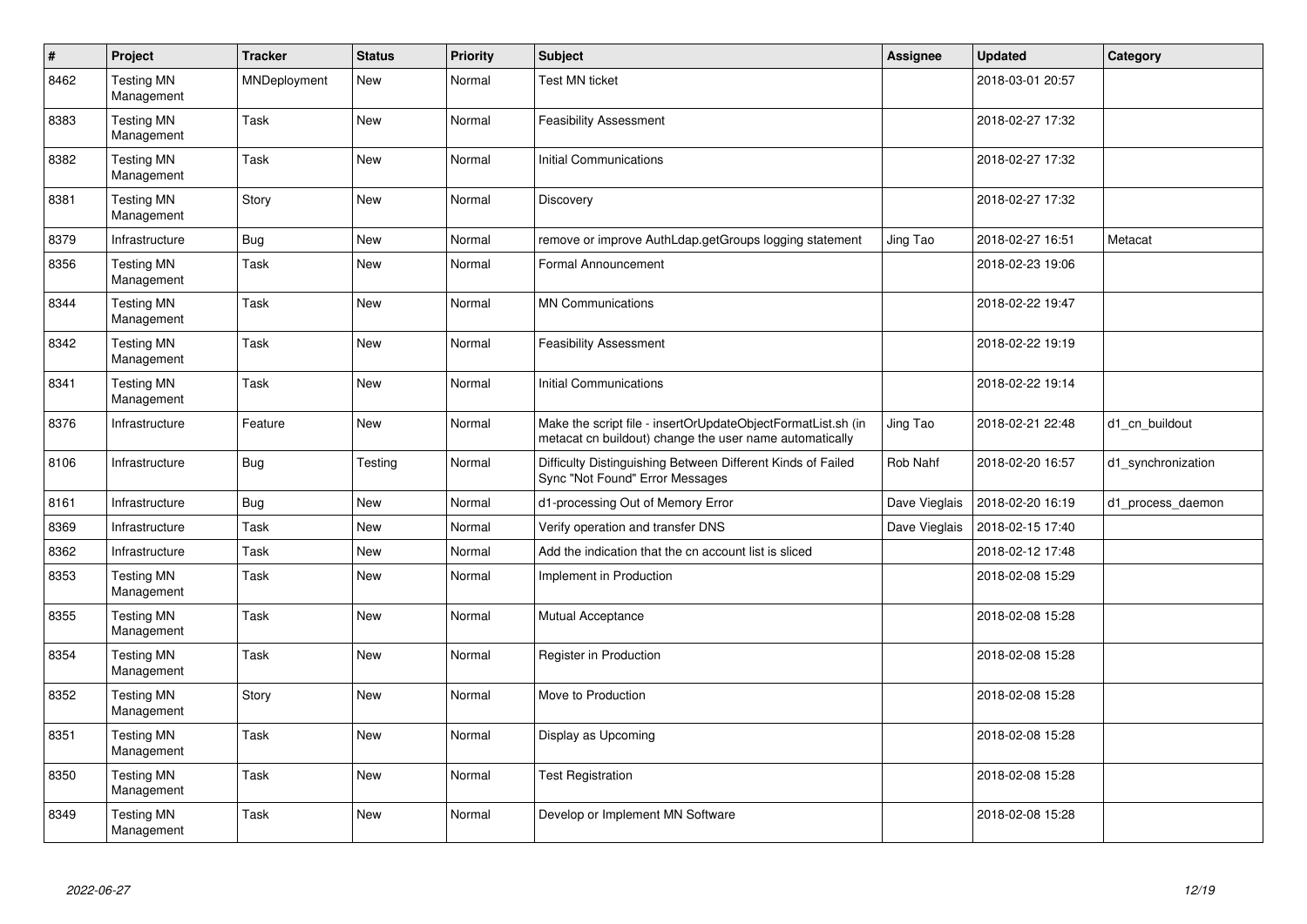| # | Project | Tracker | Status | Priority | Subject | Assignee | Updated | Category |
|---|---|---|---|---|---|---|---|---|
| 8462 | Testing MN Management | MNDeployment | New | Normal | Test MN ticket | | 2018-03-01 20:57 | |
| 8383 | Testing MN Management | Task | New | Normal | Feasibility Assessment | | 2018-02-27 17:32 | |
| 8382 | Testing MN Management | Task | New | Normal | Initial Communications | | 2018-02-27 17:32 | |
| 8381 | Testing MN Management | Story | New | Normal | Discovery | | 2018-02-27 17:32 | |
| 8379 | Infrastructure | Bug | New | Normal | remove or improve AuthLdap.getGroups logging statement | Jing Tao | 2018-02-27 16:51 | Metacat |
| 8356 | Testing MN Management | Task | New | Normal | Formal Announcement | | 2018-02-23 19:06 | |
| 8344 | Testing MN Management | Task | New | Normal | MN Communications | | 2018-02-22 19:47 | |
| 8342 | Testing MN Management | Task | New | Normal | Feasibility Assessment | | 2018-02-22 19:19 | |
| 8341 | Testing MN Management | Task | New | Normal | Initial Communications | | 2018-02-22 19:14 | |
| 8376 | Infrastructure | Feature | New | Normal | Make the script file - insertOrUpdateObjectFormatList.sh (in metacat cn buildout) change the user name automatically | Jing Tao | 2018-02-21 22:48 | d1_cn_buildout |
| 8106 | Infrastructure | Bug | Testing | Normal | Difficulty Distinguishing Between Different Kinds of Failed Sync "Not Found" Error Messages | Rob Nahf | 2018-02-20 16:57 | d1_synchronization |
| 8161 | Infrastructure | Bug | New | Normal | d1-processing Out of Memory Error | Dave Vieglais | 2018-02-20 16:19 | d1_process_daemon |
| 8369 | Infrastructure | Task | New | Normal | Verify operation and transfer DNS | Dave Vieglais | 2018-02-15 17:40 | |
| 8362 | Infrastructure | Task | New | Normal | Add the indication that the cn account list is sliced | | 2018-02-12 17:48 | |
| 8353 | Testing MN Management | Task | New | Normal | Implement in Production | | 2018-02-08 15:29 | |
| 8355 | Testing MN Management | Task | New | Normal | Mutual Acceptance | | 2018-02-08 15:28 | |
| 8354 | Testing MN Management | Task | New | Normal | Register in Production | | 2018-02-08 15:28 | |
| 8352 | Testing MN Management | Story | New | Normal | Move to Production | | 2018-02-08 15:28 | |
| 8351 | Testing MN Management | Task | New | Normal | Display as Upcoming | | 2018-02-08 15:28 | |
| 8350 | Testing MN Management | Task | New | Normal | Test Registration | | 2018-02-08 15:28 | |
| 8349 | Testing MN Management | Task | New | Normal | Develop or Implement MN Software | | 2018-02-08 15:28 | |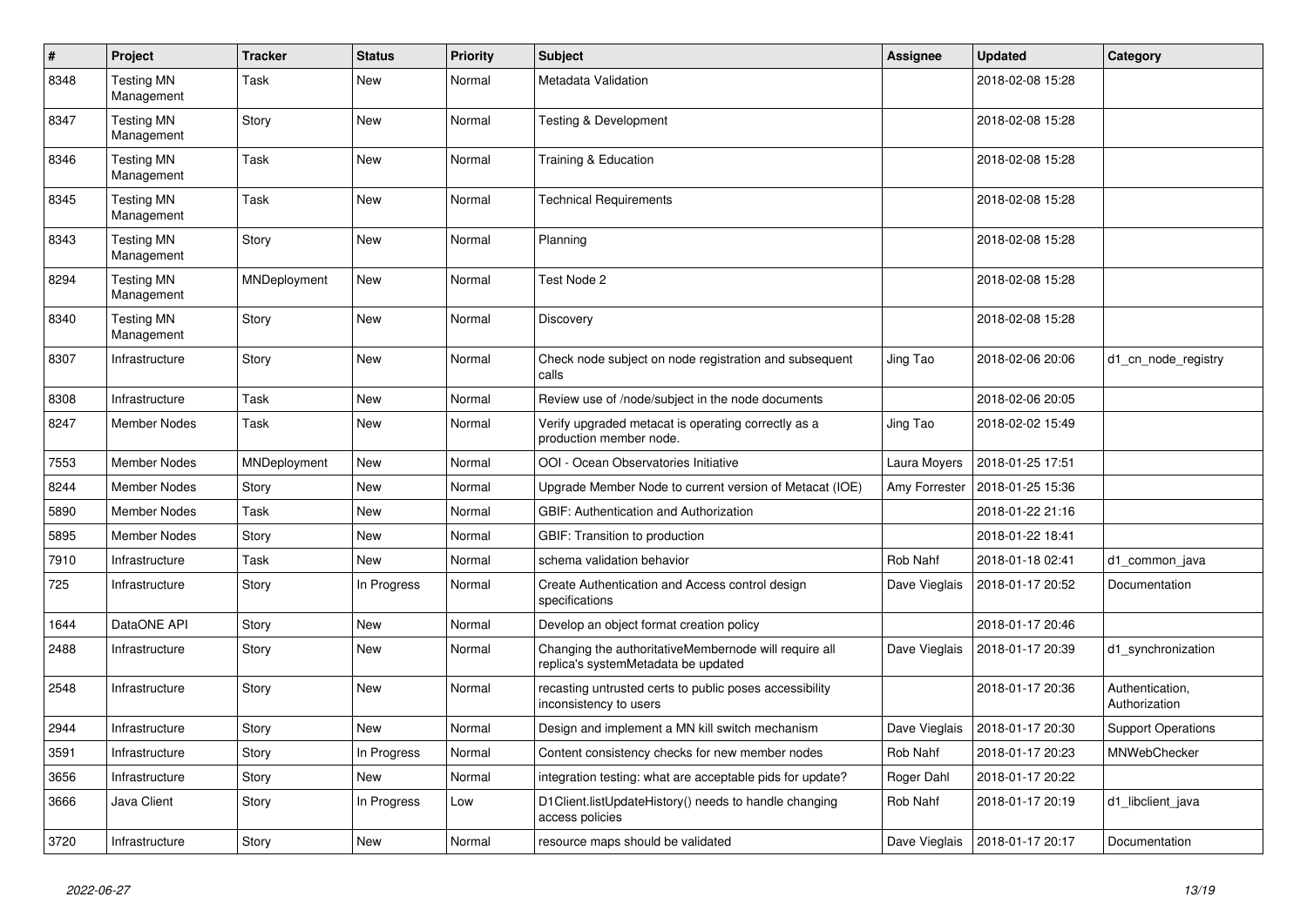| # | Project | Tracker | Status | Priority | Subject | Assignee | Updated | Category |
|---|---|---|---|---|---|---|---|---|
| 8348 | Testing MN Management | Task | New | Normal | Metadata Validation | | 2018-02-08 15:28 | |
| 8347 | Testing MN Management | Story | New | Normal | Testing & Development | | 2018-02-08 15:28 | |
| 8346 | Testing MN Management | Task | New | Normal | Training & Education | | 2018-02-08 15:28 | |
| 8345 | Testing MN Management | Task | New | Normal | Technical Requirements | | 2018-02-08 15:28 | |
| 8343 | Testing MN Management | Story | New | Normal | Planning | | 2018-02-08 15:28 | |
| 8294 | Testing MN Management | MNDeployment | New | Normal | Test Node 2 | | 2018-02-08 15:28 | |
| 8340 | Testing MN Management | Story | New | Normal | Discovery | | 2018-02-08 15:28 | |
| 8307 | Infrastructure | Story | New | Normal | Check node subject on node registration and subsequent calls | Jing Tao | 2018-02-06 20:06 | d1_cn_node_registry |
| 8308 | Infrastructure | Task | New | Normal | Review use of /node/subject in the node documents | | 2018-02-06 20:05 | |
| 8247 | Member Nodes | Task | New | Normal | Verify upgraded metacat is operating correctly as a production member node. | Jing Tao | 2018-02-02 15:49 | |
| 7553 | Member Nodes | MNDeployment | New | Normal | OOI - Ocean Observatories Initiative | Laura Moyers | 2018-01-25 17:51 | |
| 8244 | Member Nodes | Story | New | Normal | Upgrade Member Node to current version of Metacat (IOE) | Amy Forrester | 2018-01-25 15:36 | |
| 5890 | Member Nodes | Task | New | Normal | GBIF: Authentication and Authorization | | 2018-01-22 21:16 | |
| 5895 | Member Nodes | Story | New | Normal | GBIF: Transition to production | | 2018-01-22 18:41 | |
| 7910 | Infrastructure | Task | New | Normal | schema validation behavior | Rob Nahf | 2018-01-18 02:41 | d1_common_java |
| 725 | Infrastructure | Story | In Progress | Normal | Create Authentication and Access control design specifications | Dave Vieglais | 2018-01-17 20:52 | Documentation |
| 1644 | DataONE API | Story | New | Normal | Develop an object format creation policy | | 2018-01-17 20:46 | |
| 2488 | Infrastructure | Story | New | Normal | Changing the authoritativeMembernode will require all replica's systemMetadata be updated | Dave Vieglais | 2018-01-17 20:39 | d1_synchronization |
| 2548 | Infrastructure | Story | New | Normal | recasting untrusted certs to public poses accessibility inconsistency to users | | 2018-01-17 20:36 | Authentication, Authorization |
| 2944 | Infrastructure | Story | New | Normal | Design and implement a MN kill switch mechanism | Dave Vieglais | 2018-01-17 20:30 | Support Operations |
| 3591 | Infrastructure | Story | In Progress | Normal | Content consistency checks for new member nodes | Rob Nahf | 2018-01-17 20:23 | MNWebChecker |
| 3656 | Infrastructure | Story | New | Normal | integration testing: what are acceptable pids for update? | Roger Dahl | 2018-01-17 20:22 | |
| 3666 | Java Client | Story | In Progress | Low | D1Client.listUpdateHistory() needs to handle changing access policies | Rob Nahf | 2018-01-17 20:19 | d1_libclient_java |
| 3720 | Infrastructure | Story | New | Normal | resource maps should be validated | Dave Vieglais | 2018-01-17 20:17 | Documentation |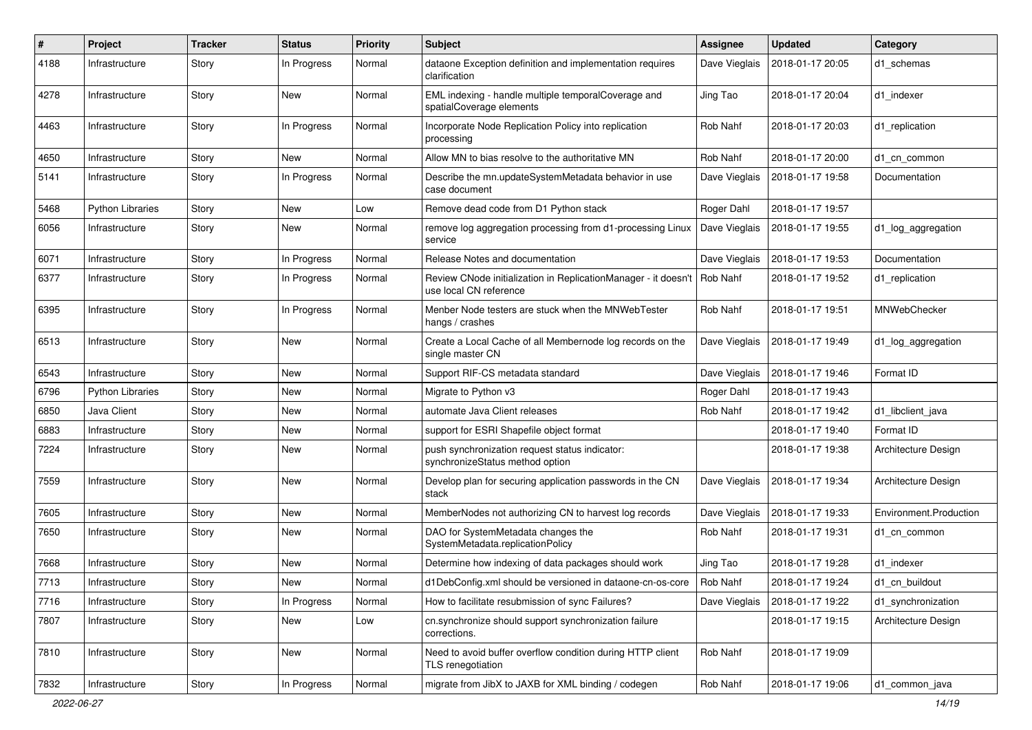| # | Project | Tracker | Status | Priority | Subject | Assignee | Updated | Category |
|---|---|---|---|---|---|---|---|---|
| 4188 | Infrastructure | Story | In Progress | Normal | dataone Exception definition and implementation requires clarification | Dave Vieglais | 2018-01-17 20:05 | d1_schemas |
| 4278 | Infrastructure | Story | New | Normal | EML indexing - handle multiple temporalCoverage and spatialCoverage elements | Jing Tao | 2018-01-17 20:04 | d1_indexer |
| 4463 | Infrastructure | Story | In Progress | Normal | Incorporate Node Replication Policy into replication processing | Rob Nahf | 2018-01-17 20:03 | d1_replication |
| 4650 | Infrastructure | Story | New | Normal | Allow MN to bias resolve to the authoritative MN | Rob Nahf | 2018-01-17 20:00 | d1_cn_common |
| 5141 | Infrastructure | Story | In Progress | Normal | Describe the mn.updateSystemMetadata behavior in use case document | Dave Vieglais | 2018-01-17 19:58 | Documentation |
| 5468 | Python Libraries | Story | New | Low | Remove dead code from D1 Python stack | Roger Dahl | 2018-01-17 19:57 | |
| 6056 | Infrastructure | Story | New | Normal | remove log aggregation processing from d1-processing Linux service | Dave Vieglais | 2018-01-17 19:55 | d1_log_aggregation |
| 6071 | Infrastructure | Story | In Progress | Normal | Release Notes and documentation | Dave Vieglais | 2018-01-17 19:53 | Documentation |
| 6377 | Infrastructure | Story | In Progress | Normal | Review CNode initialization in ReplicationManager - it doesn't use local CN reference | Rob Nahf | 2018-01-17 19:52 | d1_replication |
| 6395 | Infrastructure | Story | In Progress | Normal | Menber Node testers are stuck when the MNWebTester hangs / crashes | Rob Nahf | 2018-01-17 19:51 | MNWebChecker |
| 6513 | Infrastructure | Story | New | Normal | Create a Local Cache of all Membernode log records on the single master CN | Dave Vieglais | 2018-01-17 19:49 | d1_log_aggregation |
| 6543 | Infrastructure | Story | New | Normal | Support RIF-CS metadata standard | Dave Vieglais | 2018-01-17 19:46 | Format ID |
| 6796 | Python Libraries | Story | New | Normal | Migrate to Python v3 | Roger Dahl | 2018-01-17 19:43 | |
| 6850 | Java Client | Story | New | Normal | automate Java Client releases | Rob Nahf | 2018-01-17 19:42 | d1_libclient_java |
| 6883 | Infrastructure | Story | New | Normal | support for ESRI Shapefile object format | | 2018-01-17 19:40 | Format ID |
| 7224 | Infrastructure | Story | New | Normal | push synchronization request status indicator: synchronizeStatus method option | | 2018-01-17 19:38 | Architecture Design |
| 7559 | Infrastructure | Story | New | Normal | Develop plan for securing application passwords in the CN stack | Dave Vieglais | 2018-01-17 19:34 | Architecture Design |
| 7605 | Infrastructure | Story | New | Normal | MemberNodes not authorizing CN to harvest log records | Dave Vieglais | 2018-01-17 19:33 | Environment.Production |
| 7650 | Infrastructure | Story | New | Normal | DAO for SystemMetadata changes the SystemMetadata.replicationPolicy | Rob Nahf | 2018-01-17 19:31 | d1_cn_common |
| 7668 | Infrastructure | Story | New | Normal | Determine how indexing of data packages should work | Jing Tao | 2018-01-17 19:28 | d1_indexer |
| 7713 | Infrastructure | Story | New | Normal | d1DebConfig.xml should be versioned in dataone-cn-os-core | Rob Nahf | 2018-01-17 19:24 | d1_cn_buildout |
| 7716 | Infrastructure | Story | In Progress | Normal | How to facilitate resubmission of sync Failures? | Dave Vieglais | 2018-01-17 19:22 | d1_synchronization |
| 7807 | Infrastructure | Story | New | Low | cn.synchronize should support synchronization failure corrections. | | 2018-01-17 19:15 | Architecture Design |
| 7810 | Infrastructure | Story | New | Normal | Need to avoid buffer overflow condition during HTTP client TLS renegotiation | Rob Nahf | 2018-01-17 19:09 | |
| 7832 | Infrastructure | Story | In Progress | Normal | migrate from JibX to JAXB for XML binding / codegen | Rob Nahf | 2018-01-17 19:06 | d1_common_java |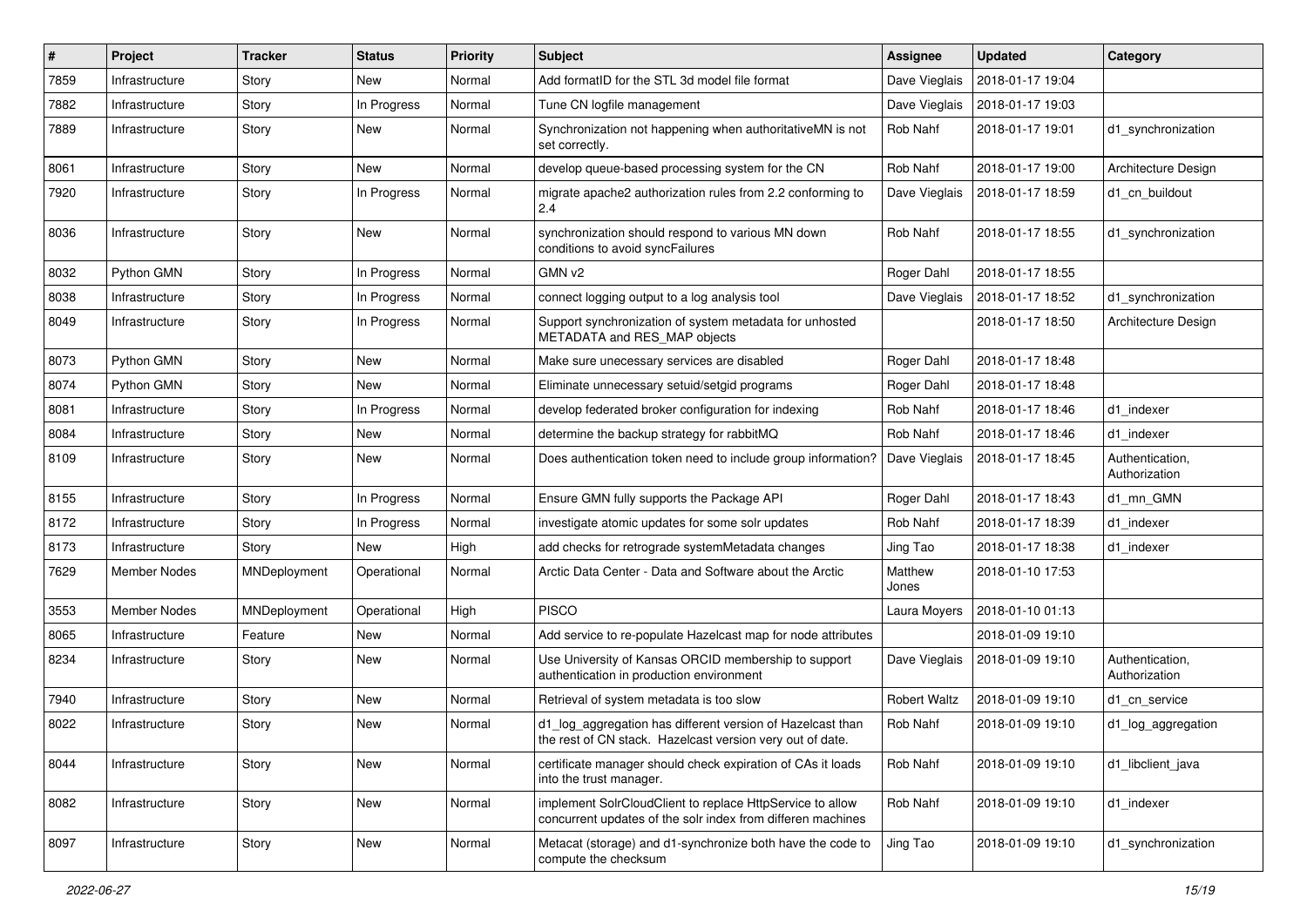| # | Project | Tracker | Status | Priority | Subject | Assignee | Updated | Category |
|---|---|---|---|---|---|---|---|---|
| 7859 | Infrastructure | Story | New | Normal | Add formatID for the STL 3d model file format | Dave Vieglais | 2018-01-17 19:04 | |
| 7882 | Infrastructure | Story | In Progress | Normal | Tune CN logfile management | Dave Vieglais | 2018-01-17 19:03 | |
| 7889 | Infrastructure | Story | New | Normal | Synchronization not happening when authoritativeMN is not set correctly. | Rob Nahf | 2018-01-17 19:01 | d1_synchronization |
| 8061 | Infrastructure | Story | New | Normal | develop queue-based processing system for the CN | Rob Nahf | 2018-01-17 19:00 | Architecture Design |
| 7920 | Infrastructure | Story | In Progress | Normal | migrate apache2 authorization rules from 2.2 conforming to 2.4 | Dave Vieglais | 2018-01-17 18:59 | d1_cn_buildout |
| 8036 | Infrastructure | Story | New | Normal | synchronization should respond to various MN down conditions to avoid syncFailures | Rob Nahf | 2018-01-17 18:55 | d1_synchronization |
| 8032 | Python GMN | Story | In Progress | Normal | GMN v2 | Roger Dahl | 2018-01-17 18:55 | |
| 8038 | Infrastructure | Story | In Progress | Normal | connect logging output to a log analysis tool | Dave Vieglais | 2018-01-17 18:52 | d1_synchronization |
| 8049 | Infrastructure | Story | In Progress | Normal | Support synchronization of system metadata for unhosted METADATA and RES_MAP objects | | 2018-01-17 18:50 | Architecture Design |
| 8073 | Python GMN | Story | New | Normal | Make sure unecessary services are disabled | Roger Dahl | 2018-01-17 18:48 | |
| 8074 | Python GMN | Story | New | Normal | Eliminate unnecessary setuid/setgid programs | Roger Dahl | 2018-01-17 18:48 | |
| 8081 | Infrastructure | Story | In Progress | Normal | develop federated broker configuration for indexing | Rob Nahf | 2018-01-17 18:46 | d1_indexer |
| 8084 | Infrastructure | Story | New | Normal | determine the backup strategy for rabbitMQ | Rob Nahf | 2018-01-17 18:46 | d1_indexer |
| 8109 | Infrastructure | Story | New | Normal | Does authentication token need to include group information? | Dave Vieglais | 2018-01-17 18:45 | Authentication, Authorization |
| 8155 | Infrastructure | Story | In Progress | Normal | Ensure GMN fully supports the Package API | Roger Dahl | 2018-01-17 18:43 | d1_mn_GMN |
| 8172 | Infrastructure | Story | In Progress | Normal | investigate atomic updates for some solr updates | Rob Nahf | 2018-01-17 18:39 | d1_indexer |
| 8173 | Infrastructure | Story | New | High | add checks for retrograde systemMetadata changes | Jing Tao | 2018-01-17 18:38 | d1_indexer |
| 7629 | Member Nodes | MNDeployment | Operational | Normal | Arctic Data Center - Data and Software about the Arctic | Matthew Jones | 2018-01-10 17:53 | |
| 3553 | Member Nodes | MNDeployment | Operational | High | PISCO | Laura Moyers | 2018-01-10 01:13 | |
| 8065 | Infrastructure | Feature | New | Normal | Add service to re-populate Hazelcast map for node attributes | | 2018-01-09 19:10 | |
| 8234 | Infrastructure | Story | New | Normal | Use University of Kansas ORCID membership to support authentication in production environment | Dave Vieglais | 2018-01-09 19:10 | Authentication, Authorization |
| 7940 | Infrastructure | Story | New | Normal | Retrieval of system metadata is too slow | Robert Waltz | 2018-01-09 19:10 | d1_cn_service |
| 8022 | Infrastructure | Story | New | Normal | d1_log_aggregation has different version of Hazelcast than the rest of CN stack. Hazelcast version very out of date. | Rob Nahf | 2018-01-09 19:10 | d1_log_aggregation |
| 8044 | Infrastructure | Story | New | Normal | certificate manager should check expiration of CAs it loads into the trust manager. | Rob Nahf | 2018-01-09 19:10 | d1_libclient_java |
| 8082 | Infrastructure | Story | New | Normal | implement SolrCloudClient to replace HttpService to allow concurrent updates of the solr index from differen machines | Rob Nahf | 2018-01-09 19:10 | d1_indexer |
| 8097 | Infrastructure | Story | New | Normal | Metacat (storage) and d1-synchronize both have the code to compute the checksum | Jing Tao | 2018-01-09 19:10 | d1_synchronization |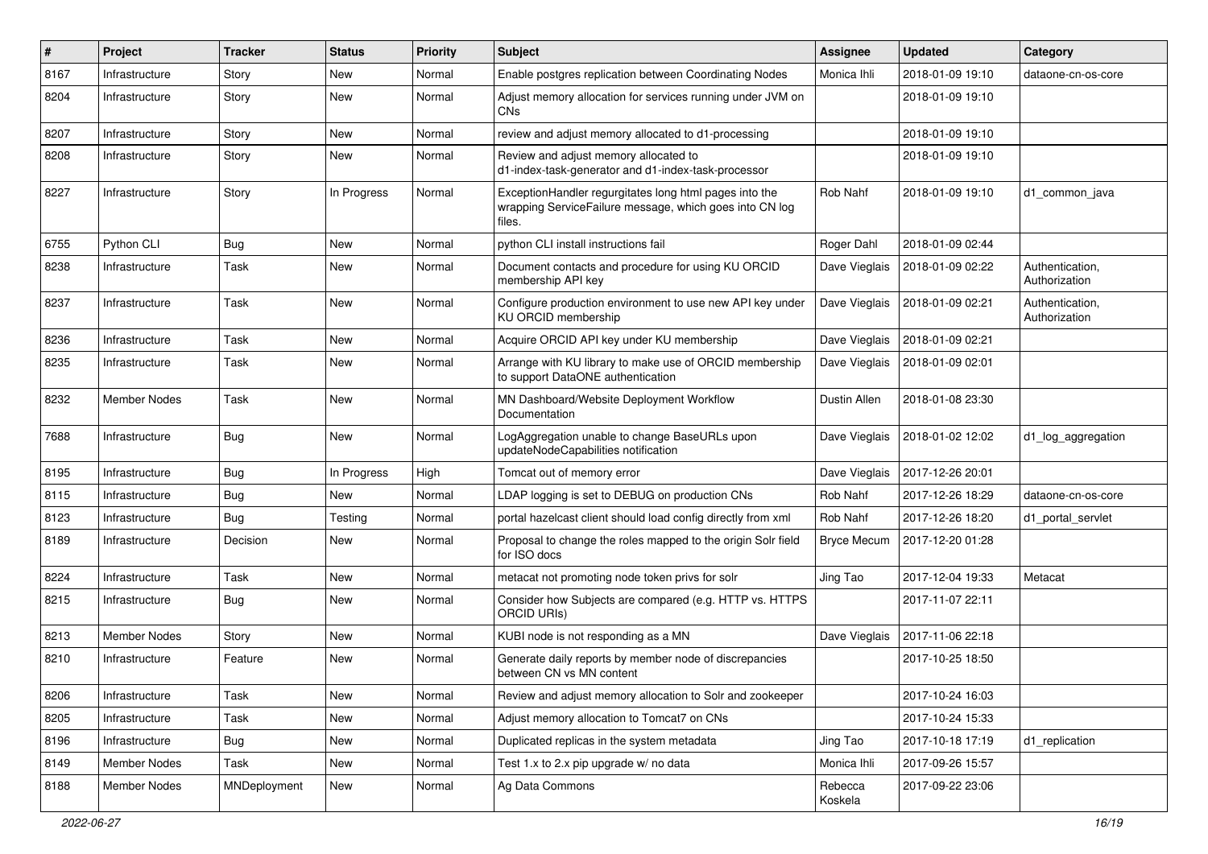| # | Project | Tracker | Status | Priority | Subject | Assignee | Updated | Category |
|---|---|---|---|---|---|---|---|---|
| 8167 | Infrastructure | Story | New | Normal | Enable postgres replication between Coordinating Nodes | Monica Ihli | 2018-01-09 19:10 | dataone-cn-os-core |
| 8204 | Infrastructure | Story | New | Normal | Adjust memory allocation for services running under JVM on CNs | | 2018-01-09 19:10 | |
| 8207 | Infrastructure | Story | New | Normal | review and adjust memory allocated to d1-processing | | 2018-01-09 19:10 | |
| 8208 | Infrastructure | Story | New | Normal | Review and adjust memory allocated to d1-index-task-generator and d1-index-task-processor | | 2018-01-09 19:10 | |
| 8227 | Infrastructure | Story | In Progress | Normal | ExceptionHandler regurgitates long html pages into the wrapping ServiceFailure message, which goes into CN log files. | Rob Nahf | 2018-01-09 19:10 | d1_common_java |
| 6755 | Python CLI | Bug | New | Normal | python CLI install instructions fail | Roger Dahl | 2018-01-09 02:44 | |
| 8238 | Infrastructure | Task | New | Normal | Document contacts and procedure for using KU ORCID membership API key | Dave Vieglais | 2018-01-09 02:22 | Authentication, Authorization |
| 8237 | Infrastructure | Task | New | Normal | Configure production environment to use new API key under KU ORCID membership | Dave Vieglais | 2018-01-09 02:21 | Authentication, Authorization |
| 8236 | Infrastructure | Task | New | Normal | Acquire ORCID API key under KU membership | Dave Vieglais | 2018-01-09 02:21 | |
| 8235 | Infrastructure | Task | New | Normal | Arrange with KU library to make use of ORCID membership to support DataONE authentication | Dave Vieglais | 2018-01-09 02:01 | |
| 8232 | Member Nodes | Task | New | Normal | MN Dashboard/Website Deployment Workflow Documentation | Dustin Allen | 2018-01-08 23:30 | |
| 7688 | Infrastructure | Bug | New | Normal | LogAggregation unable to change BaseURLs upon updateNodeCapabilities notification | Dave Vieglais | 2018-01-02 12:02 | d1_log_aggregation |
| 8195 | Infrastructure | Bug | In Progress | High | Tomcat out of memory error | Dave Vieglais | 2017-12-26 20:01 | |
| 8115 | Infrastructure | Bug | New | Normal | LDAP logging is set to DEBUG on production CNs | Rob Nahf | 2017-12-26 18:29 | dataone-cn-os-core |
| 8123 | Infrastructure | Bug | Testing | Normal | portal hazelcast client should load config directly from xml | Rob Nahf | 2017-12-26 18:20 | d1_portal_servlet |
| 8189 | Infrastructure | Decision | New | Normal | Proposal to change the roles mapped to the origin Solr field for ISO docs | Bryce Mecum | 2017-12-20 01:28 | |
| 8224 | Infrastructure | Task | New | Normal | metacat not promoting node token privs for solr | Jing Tao | 2017-12-04 19:33 | Metacat |
| 8215 | Infrastructure | Bug | New | Normal | Consider how Subjects are compared (e.g. HTTP vs. HTTPS ORCID URIs) | | 2017-11-07 22:11 | |
| 8213 | Member Nodes | Story | New | Normal | KUBI node is not responding as a MN | Dave Vieglais | 2017-11-06 22:18 | |
| 8210 | Infrastructure | Feature | New | Normal | Generate daily reports by member node of discrepancies between CN vs MN content | | 2017-10-25 18:50 | |
| 8206 | Infrastructure | Task | New | Normal | Review and adjust memory allocation to Solr and zookeeper | | 2017-10-24 16:03 | |
| 8205 | Infrastructure | Task | New | Normal | Adjust memory allocation to Tomcat7 on CNs | | 2017-10-24 15:33 | |
| 8196 | Infrastructure | Bug | New | Normal | Duplicated replicas in the system metadata | Jing Tao | 2017-10-18 17:19 | d1_replication |
| 8149 | Member Nodes | Task | New | Normal | Test 1.x to 2.x pip upgrade w/ no data | Monica Ihli | 2017-09-26 15:57 | |
| 8188 | Member Nodes | MNDeployment | New | Normal | Ag Data Commons | Rebecca Koskela | 2017-09-22 23:06 | |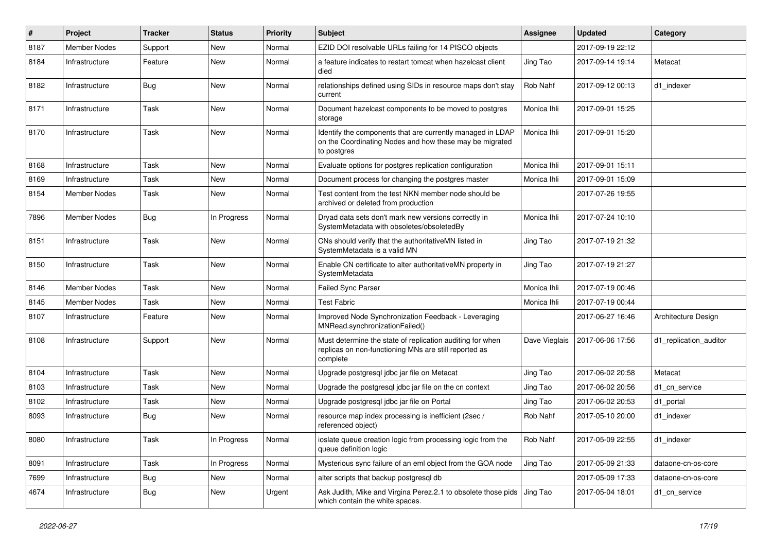| # | Project | Tracker | Status | Priority | Subject | Assignee | Updated | Category |
|---|---|---|---|---|---|---|---|---|
| 8187 | Member Nodes | Support | New | Normal | EZID DOI resolvable URLs failing for 14 PISCO objects | | 2017-09-19 22:12 | |
| 8184 | Infrastructure | Feature | New | Normal | a feature indicates to restart tomcat when hazelcast client died | Jing Tao | 2017-09-14 19:14 | Metacat |
| 8182 | Infrastructure | Bug | New | Normal | relationships defined using SIDs in resource maps don't stay current | Rob Nahf | 2017-09-12 00:13 | d1_indexer |
| 8171 | Infrastructure | Task | New | Normal | Document hazelcast components to be moved to postgres storage | Monica Ihli | 2017-09-01 15:25 | |
| 8170 | Infrastructure | Task | New | Normal | Identify the components that are currently managed in LDAP on the Coordinating Nodes and how these may be migrated to postgres | Monica Ihli | 2017-09-01 15:20 | |
| 8168 | Infrastructure | Task | New | Normal | Evaluate options for postgres replication configuration | Monica Ihli | 2017-09-01 15:11 | |
| 8169 | Infrastructure | Task | New | Normal | Document process for changing the postgres master | Monica Ihli | 2017-09-01 15:09 | |
| 8154 | Member Nodes | Task | New | Normal | Test content from the test NKN member node should be archived or deleted from production | | 2017-07-26 19:55 | |
| 7896 | Member Nodes | Bug | In Progress | Normal | Dryad data sets don't mark new versions correctly in SystemMetadata with obsoletes/obsoletedBy | Monica Ihli | 2017-07-24 10:10 | |
| 8151 | Infrastructure | Task | New | Normal | CNs should verify that the authoritativeMN listed in SystemMetadata is a valid MN | Jing Tao | 2017-07-19 21:32 | |
| 8150 | Infrastructure | Task | New | Normal | Enable CN certificate to alter authoritativeMN property in SystemMetadata | Jing Tao | 2017-07-19 21:27 | |
| 8146 | Member Nodes | Task | New | Normal | Failed Sync Parser | Monica Ihli | 2017-07-19 00:46 | |
| 8145 | Member Nodes | Task | New | Normal | Test Fabric | Monica Ihli | 2017-07-19 00:44 | |
| 8107 | Infrastructure | Feature | New | Normal | Improved Node Synchronization Feedback - Leveraging MNRead.synchronizationFailed() | | 2017-06-27 16:46 | Architecture Design |
| 8108 | Infrastructure | Support | New | Normal | Must determine the state of replication auditing for when replicas on non-functioning MNs are still reported as complete | Dave Vieglais | 2017-06-06 17:56 | d1_replication_auditor |
| 8104 | Infrastructure | Task | New | Normal | Upgrade postgresql jdbc jar file on Metacat | Jing Tao | 2017-06-02 20:58 | Metacat |
| 8103 | Infrastructure | Task | New | Normal | Upgrade the postgresql jdbc jar file on the cn context | Jing Tao | 2017-06-02 20:56 | d1_cn_service |
| 8102 | Infrastructure | Task | New | Normal | Upgrade postgresql jdbc jar file on Portal | Jing Tao | 2017-06-02 20:53 | d1_portal |
| 8093 | Infrastructure | Bug | New | Normal | resource map index processing is inefficient (2sec / referenced object) | Rob Nahf | 2017-05-10 20:00 | d1_indexer |
| 8080 | Infrastructure | Task | In Progress | Normal | ioslate queue creation logic from processing logic from the queue definition logic | Rob Nahf | 2017-05-09 22:55 | d1_indexer |
| 8091 | Infrastructure | Task | In Progress | Normal | Mysterious sync failure of an eml object from the GOA node | Jing Tao | 2017-05-09 21:33 | dataone-cn-os-core |
| 7699 | Infrastructure | Bug | New | Normal | alter scripts that backup postgresql db | | 2017-05-09 17:33 | dataone-cn-os-core |
| 4674 | Infrastructure | Bug | New | Urgent | Ask Judith, Mike and Virgina Perez.2.1 to obsolete those pids which contain the white spaces. | Jing Tao | 2017-05-04 18:01 | d1_cn_service |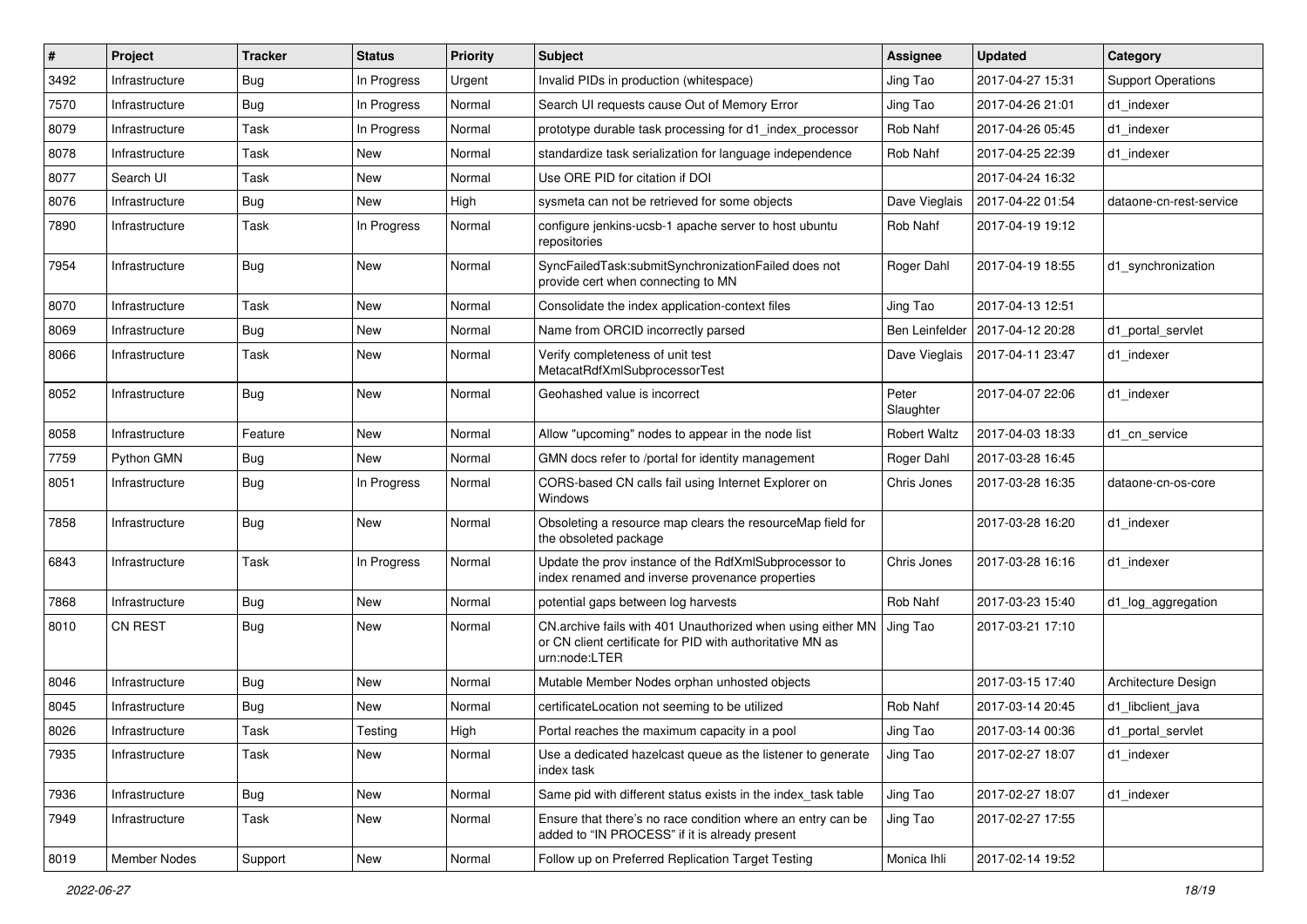| # | Project | Tracker | Status | Priority | Subject | Assignee | Updated | Category |
|---|---|---|---|---|---|---|---|---|
| 3492 | Infrastructure | Bug | In Progress | Urgent | Invalid PIDs in production (whitespace) | Jing Tao | 2017-04-27 15:31 | Support Operations |
| 7570 | Infrastructure | Bug | In Progress | Normal | Search UI requests cause Out of Memory Error | Jing Tao | 2017-04-26 21:01 | d1_indexer |
| 8079 | Infrastructure | Task | In Progress | Normal | prototype durable task processing for d1_index_processor | Rob Nahf | 2017-04-26 05:45 | d1_indexer |
| 8078 | Infrastructure | Task | New | Normal | standardize task serialization for language independence | Rob Nahf | 2017-04-25 22:39 | d1_indexer |
| 8077 | Search UI | Task | New | Normal | Use ORE PID for citation if DOI | | 2017-04-24 16:32 | |
| 8076 | Infrastructure | Bug | New | High | sysmeta can not be retrieved for some objects | Dave Vieglais | 2017-04-22 01:54 | dataone-cn-rest-service |
| 7890 | Infrastructure | Task | In Progress | Normal | configure jenkins-ucsb-1 apache server to host ubuntu repositories | Rob Nahf | 2017-04-19 19:12 | |
| 7954 | Infrastructure | Bug | New | Normal | SyncFailedTask:submitSynchronizationFailed does not provide cert when connecting to MN | Roger Dahl | 2017-04-19 18:55 | d1_synchronization |
| 8070 | Infrastructure | Task | New | Normal | Consolidate the index application-context files | Jing Tao | 2017-04-13 12:51 | |
| 8069 | Infrastructure | Bug | New | Normal | Name from ORCID incorrectly parsed | Ben Leinfelder | 2017-04-12 20:28 | d1_portal_servlet |
| 8066 | Infrastructure | Task | New | Normal | Verify completeness of unit test MetacatRdfXmlSubprocessorTest | Dave Vieglais | 2017-04-11 23:47 | d1_indexer |
| 8052 | Infrastructure | Bug | New | Normal | Geohashed value is incorrect | Peter Slaughter | 2017-04-07 22:06 | d1_indexer |
| 8058 | Infrastructure | Feature | New | Normal | Allow "upcoming" nodes to appear in the node list | Robert Waltz | 2017-04-03 18:33 | d1_cn_service |
| 7759 | Python GMN | Bug | New | Normal | GMN docs refer to /portal for identity management | Roger Dahl | 2017-03-28 16:45 | |
| 8051 | Infrastructure | Bug | In Progress | Normal | CORS-based CN calls fail using Internet Explorer on Windows | Chris Jones | 2017-03-28 16:35 | dataone-cn-os-core |
| 7858 | Infrastructure | Bug | New | Normal | Obsoleting a resource map clears the resourceMap field for the obsoleted package | | 2017-03-28 16:20 | d1_indexer |
| 6843 | Infrastructure | Task | In Progress | Normal | Update the prov instance of the RdfXmlSubprocessor to index renamed and inverse provenance properties | Chris Jones | 2017-03-28 16:16 | d1_indexer |
| 7868 | Infrastructure | Bug | New | Normal | potential gaps between log harvests | Rob Nahf | 2017-03-23 15:40 | d1_log_aggregation |
| 8010 | CN REST | Bug | New | Normal | CN.archive fails with 401 Unauthorized when using either MN or CN client certificate for PID with authoritative MN as urn:node:LTER | Jing Tao | 2017-03-21 17:10 | |
| 8046 | Infrastructure | Bug | New | Normal | Mutable Member Nodes orphan unhosted objects | | 2017-03-15 17:40 | Architecture Design |
| 8045 | Infrastructure | Bug | New | Normal | certificateLocation not seeming to be utilized | Rob Nahf | 2017-03-14 20:45 | d1_libclient_java |
| 8026 | Infrastructure | Task | Testing | High | Portal reaches the maximum capacity in a pool | Jing Tao | 2017-03-14 00:36 | d1_portal_servlet |
| 7935 | Infrastructure | Task | New | Normal | Use a dedicated hazelcast queue as the listener to generate index task | Jing Tao | 2017-02-27 18:07 | d1_indexer |
| 7936 | Infrastructure | Bug | New | Normal | Same pid with different status exists in the index_task table | Jing Tao | 2017-02-27 18:07 | d1_indexer |
| 7949 | Infrastructure | Task | New | Normal | Ensure that there's no race condition where an entry can be added to "IN PROCESS" if it is already present | Jing Tao | 2017-02-27 17:55 | |
| 8019 | Member Nodes | Support | New | Normal | Follow up on Preferred Replication Target Testing | Monica Ihli | 2017-02-14 19:52 | |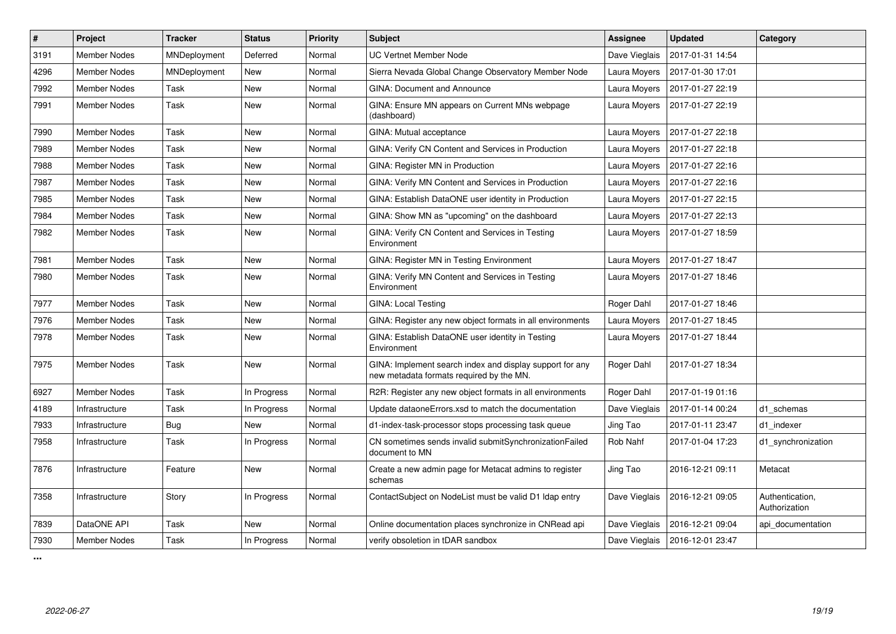| # | Project | Tracker | Status | Priority | Subject | Assignee | Updated | Category |
|---|---|---|---|---|---|---|---|---|
| 3191 | Member Nodes | MNDeployment | Deferred | Normal | UC Vertnet Member Node | Dave Vieglais | 2017-01-31 14:54 | |
| 4296 | Member Nodes | MNDeployment | New | Normal | Sierra Nevada Global Change Observatory Member Node | Laura Moyers | 2017-01-30 17:01 | |
| 7992 | Member Nodes | Task | New | Normal | GINA: Document and Announce | Laura Moyers | 2017-01-27 22:19 | |
| 7991 | Member Nodes | Task | New | Normal | GINA: Ensure MN appears on Current MNs webpage (dashboard) | Laura Moyers | 2017-01-27 22:19 | |
| 7990 | Member Nodes | Task | New | Normal | GINA: Mutual acceptance | Laura Moyers | 2017-01-27 22:18 | |
| 7989 | Member Nodes | Task | New | Normal | GINA: Verify CN Content and Services in Production | Laura Moyers | 2017-01-27 22:18 | |
| 7988 | Member Nodes | Task | New | Normal | GINA: Register MN in Production | Laura Moyers | 2017-01-27 22:16 | |
| 7987 | Member Nodes | Task | New | Normal | GINA: Verify MN Content and Services in Production | Laura Moyers | 2017-01-27 22:16 | |
| 7985 | Member Nodes | Task | New | Normal | GINA: Establish DataONE user identity in Production | Laura Moyers | 2017-01-27 22:15 | |
| 7984 | Member Nodes | Task | New | Normal | GINA: Show MN as "upcoming" on the dashboard | Laura Moyers | 2017-01-27 22:13 | |
| 7982 | Member Nodes | Task | New | Normal | GINA: Verify CN Content and Services in Testing Environment | Laura Moyers | 2017-01-27 18:59 | |
| 7981 | Member Nodes | Task | New | Normal | GINA: Register MN in Testing Environment | Laura Moyers | 2017-01-27 18:47 | |
| 7980 | Member Nodes | Task | New | Normal | GINA: Verify MN Content and Services in Testing Environment | Laura Moyers | 2017-01-27 18:46 | |
| 7977 | Member Nodes | Task | New | Normal | GINA: Local Testing | Roger Dahl | 2017-01-27 18:46 | |
| 7976 | Member Nodes | Task | New | Normal | GINA: Register any new object formats in all environments | Laura Moyers | 2017-01-27 18:45 | |
| 7978 | Member Nodes | Task | New | Normal | GINA: Establish DataONE user identity in Testing Environment | Laura Moyers | 2017-01-27 18:44 | |
| 7975 | Member Nodes | Task | New | Normal | GINA: Implement search index and display support for any new metadata formats required by the MN. | Roger Dahl | 2017-01-27 18:34 | |
| 6927 | Member Nodes | Task | In Progress | Normal | R2R: Register any new object formats in all environments | Roger Dahl | 2017-01-19 01:16 | |
| 4189 | Infrastructure | Task | In Progress | Normal | Update dataoneErrors.xsd to match the documentation | Dave Vieglais | 2017-01-14 00:24 | d1_schemas |
| 7933 | Infrastructure | Bug | New | Normal | d1-index-task-processor stops processing task queue | Jing Tao | 2017-01-11 23:47 | d1_indexer |
| 7958 | Infrastructure | Task | In Progress | Normal | CN sometimes sends invalid submitSynchronizationFailed document to MN | Rob Nahf | 2017-01-04 17:23 | d1_synchronization |
| 7876 | Infrastructure | Feature | New | Normal | Create a new admin page for Metacat admins to register schemas | Jing Tao | 2016-12-21 09:11 | Metacat |
| 7358 | Infrastructure | Story | In Progress | Normal | ContactSubject on NodeList must be valid D1 ldap entry | Dave Vieglais | 2016-12-21 09:05 | Authentication, Authorization |
| 7839 | DataONE API | Task | New | Normal | Online documentation places synchronize in CNRead api | Dave Vieglais | 2016-12-21 09:04 | api_documentation |
| 7930 | Member Nodes | Task | In Progress | Normal | verify obsoletion in tDAR sandbox | Dave Vieglais | 2016-12-01 23:47 | |

...